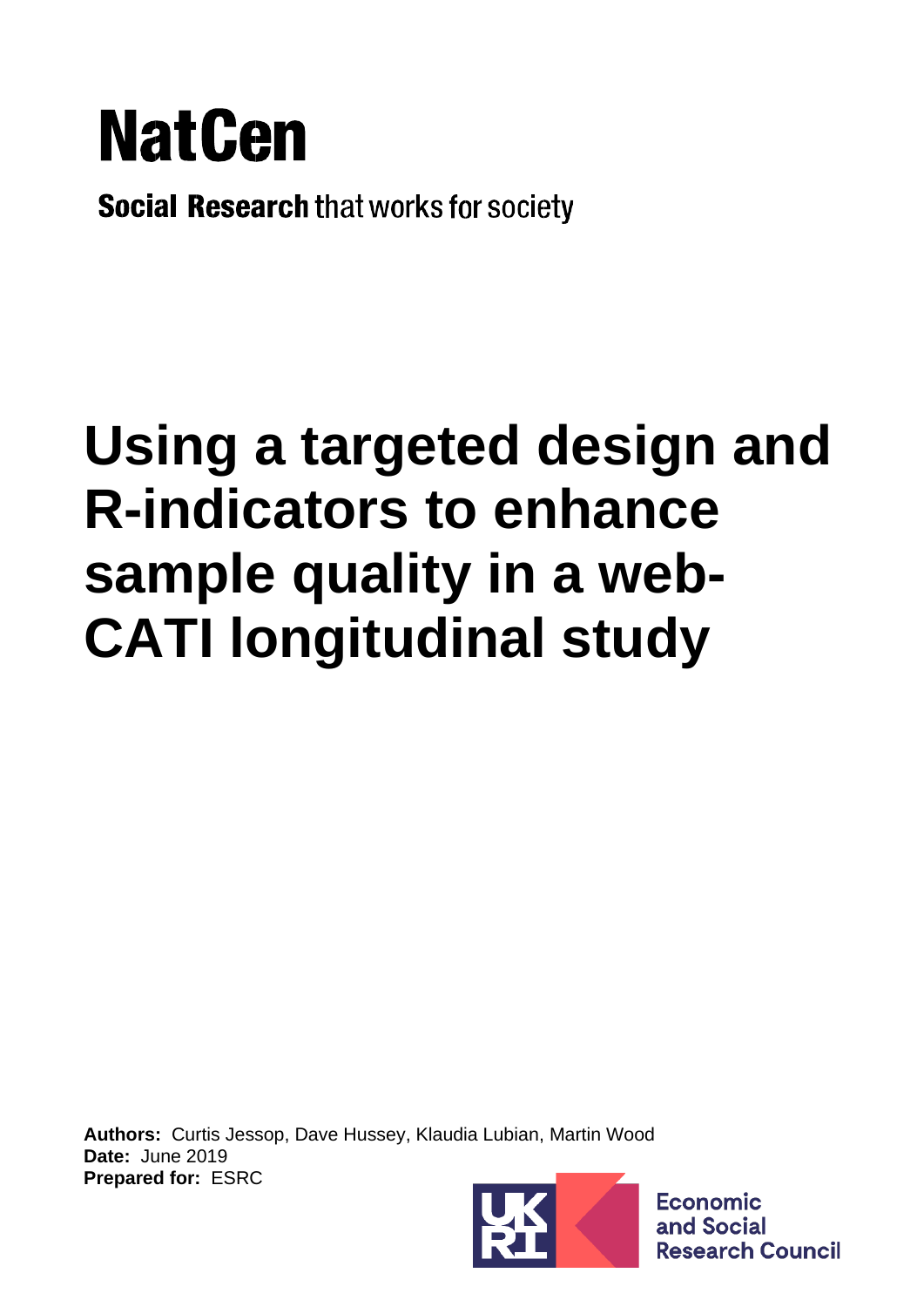NatCen

**Social Research** that works for society

# Using a targeted design and R-indicators to enhance sample quality in a web-CATI longitudinal study

**Authors:** Curtis Jessop, Dave Hussey, Klaudia Lubian, Martin Wood
**Date:** June 2019
**Prepared for:** ESRC

Economic and Social Research Council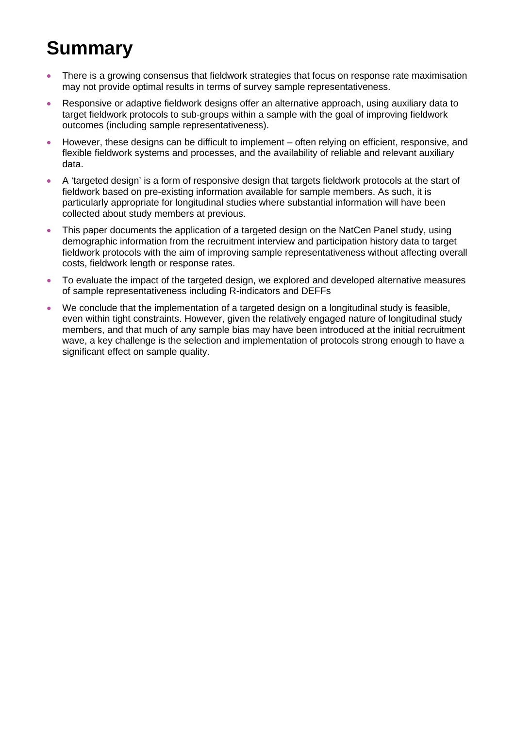# Summary

- There is a growing consensus that fieldwork strategies that focus on response rate maximisation may not provide optimal results in terms of survey sample representativeness.
- Responsive or adaptive fieldwork designs offer an alternative approach, using auxiliary data to target fieldwork protocols to sub-groups within a sample with the goal of improving fieldwork outcomes (including sample representativeness).
- However, these designs can be difficult to implement – often relying on efficient, responsive, and flexible fieldwork systems and processes, and the availability of reliable and relevant auxiliary data.
- A 'targeted design' is a form of responsive design that targets fieldwork protocols at the start of fieldwork based on pre-existing information available for sample members. As such, it is particularly appropriate for longitudinal studies where substantial information will have been collected about study members at previous.
- This paper documents the application of a targeted design on the NatCen Panel study, using demographic information from the recruitment interview and participation history data to target fieldwork protocols with the aim of improving sample representativeness without affecting overall costs, fieldwork length or response rates.
- To evaluate the impact of the targeted design, we explored and developed alternative measures of sample representativeness including R-indicators and DEFFs
- We conclude that the implementation of a targeted design on a longitudinal study is feasible, even within tight constraints. However, given the relatively engaged nature of longitudinal study members, and that much of any sample bias may have been introduced at the initial recruitment wave, a key challenge is the selection and implementation of protocols strong enough to have a significant effect on sample quality.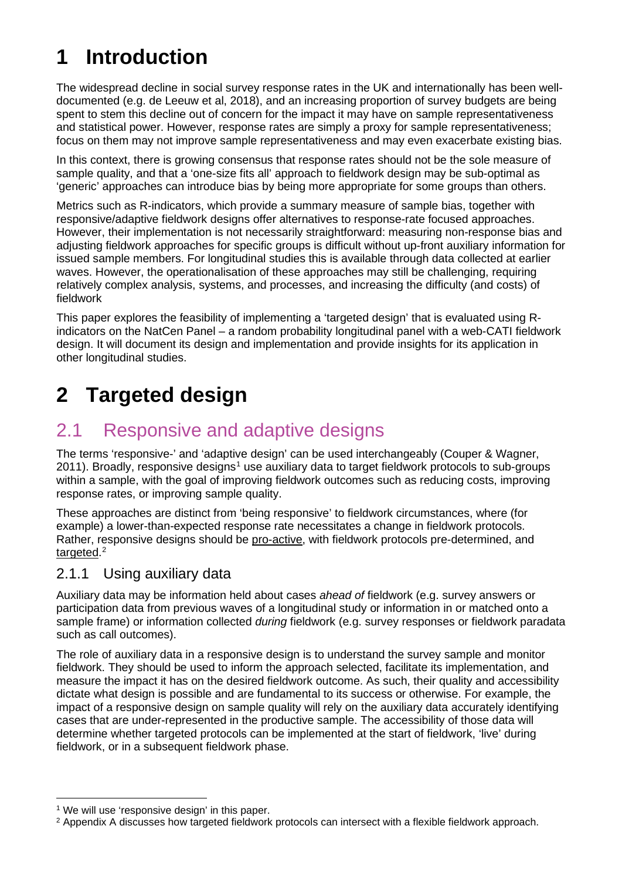# 1 Introduction

The widespread decline in social survey response rates in the UK and internationally has been well-documented (e.g. de Leeuw et al, 2018), and an increasing proportion of survey budgets are being spent to stem this decline out of concern for the impact it may have on sample representativeness and statistical power. However, response rates are simply a proxy for sample representativeness; focus on them may not improve sample representativeness and may even exacerbate existing bias.

In this context, there is growing consensus that response rates should not be the sole measure of sample quality, and that a 'one-size fits all' approach to fieldwork design may be sub-optimal as 'generic' approaches can introduce bias by being more appropriate for some groups than others.

Metrics such as R-indicators, which provide a summary measure of sample bias, together with responsive/adaptive fieldwork designs offer alternatives to response-rate focused approaches. However, their implementation is not necessarily straightforward: measuring non-response bias and adjusting fieldwork approaches for specific groups is difficult without up-front auxiliary information for issued sample members. For longitudinal studies this is available through data collected at earlier waves. However, the operationalisation of these approaches may still be challenging, requiring relatively complex analysis, systems, and processes, and increasing the difficulty (and costs) of fieldwork

This paper explores the feasibility of implementing a 'targeted design' that is evaluated using R-indicators on the NatCen Panel – a random probability longitudinal panel with a web-CATI fieldwork design. It will document its design and implementation and provide insights for its application in other longitudinal studies.

# 2 Targeted design

## 2.1 Responsive and adaptive designs

The terms 'responsive-' and 'adaptive design' can be used interchangeably (Couper & Wagner, 2011). Broadly, responsive designs[1] use auxiliary data to target fieldwork protocols to sub-groups within a sample, with the goal of improving fieldwork outcomes such as reducing costs, improving response rates, or improving sample quality.

These approaches are distinct from 'being responsive' to fieldwork circumstances, where (for example) a lower-than-expected response rate necessitates a change in fieldwork protocols. Rather, responsive designs should be pro-active, with fieldwork protocols pre-determined, and targeted.[2]

### 2.1.1 Using auxiliary data

Auxiliary data may be information held about cases *ahead of* fieldwork (e.g. survey answers or participation data from previous waves of a longitudinal study or information in or matched onto a sample frame) or information collected *during* fieldwork (e.g. survey responses or fieldwork paradata such as call outcomes).

The role of auxiliary data in a responsive design is to understand the survey sample and monitor fieldwork. They should be used to inform the approach selected, facilitate its implementation, and measure the impact it has on the desired fieldwork outcome. As such, their quality and accessibility dictate what design is possible and are fundamental to its success or otherwise. For example, the impact of a responsive design on sample quality will rely on the auxiliary data accurately identifying cases that are under-represented in the productive sample. The accessibility of those data will determine whether targeted protocols can be implemented at the start of fieldwork, 'live' during fieldwork, or in a subsequent fieldwork phase.

[1] We will use 'responsive design' in this paper.

[2] Appendix A discusses how targeted fieldwork protocols can intersect with a flexible fieldwork approach.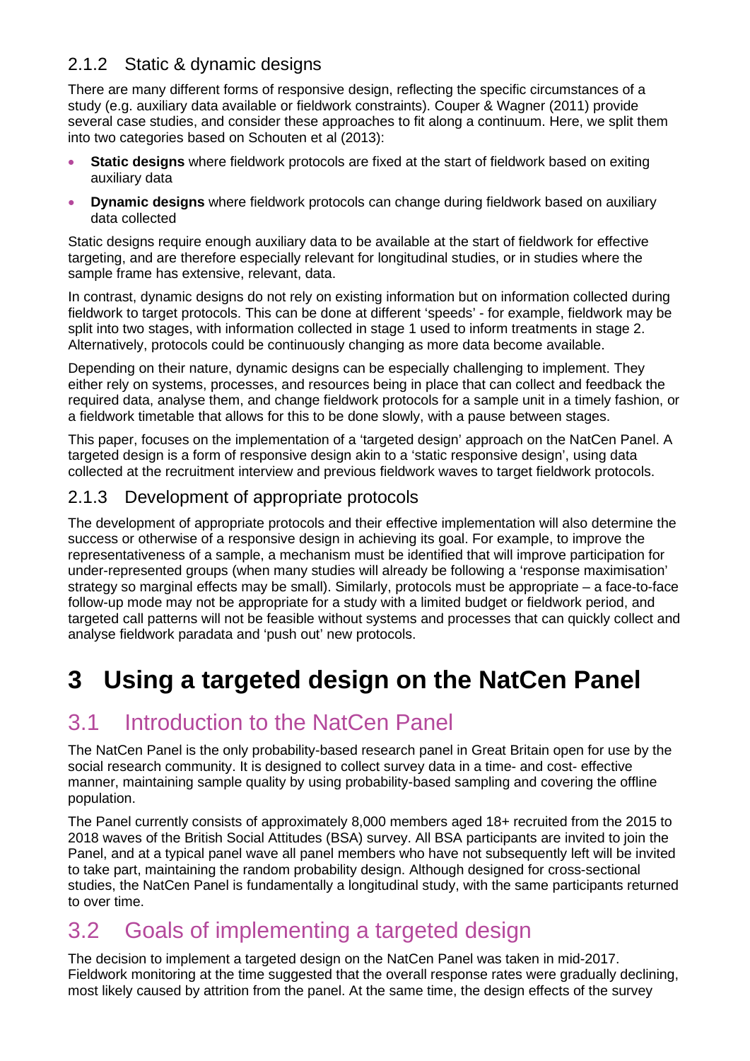### 2.1.2 Static & dynamic designs

There are many different forms of responsive design, reflecting the specific circumstances of a study (e.g. auxiliary data available or fieldwork constraints). Couper & Wagner (2011) provide several case studies, and consider these approaches to fit along a continuum. Here, we split them into two categories based on Schouten et al (2013):

- **Static designs** where fieldwork protocols are fixed at the start of fieldwork based on exiting auxiliary data
- **Dynamic designs** where fieldwork protocols can change during fieldwork based on auxiliary data collected

Static designs require enough auxiliary data to be available at the start of fieldwork for effective targeting, and are therefore especially relevant for longitudinal studies, or in studies where the sample frame has extensive, relevant, data.

In contrast, dynamic designs do not rely on existing information but on information collected during fieldwork to target protocols. This can be done at different 'speeds' - for example, fieldwork may be split into two stages, with information collected in stage 1 used to inform treatments in stage 2. Alternatively, protocols could be continuously changing as more data become available.

Depending on their nature, dynamic designs can be especially challenging to implement. They either rely on systems, processes, and resources being in place that can collect and feedback the required data, analyse them, and change fieldwork protocols for a sample unit in a timely fashion, or a fieldwork timetable that allows for this to be done slowly, with a pause between stages.

This paper, focuses on the implementation of a 'targeted design' approach on the NatCen Panel. A targeted design is a form of responsive design akin to a 'static responsive design', using data collected at the recruitment interview and previous fieldwork waves to target fieldwork protocols.

### 2.1.3 Development of appropriate protocols

The development of appropriate protocols and their effective implementation will also determine the success or otherwise of a responsive design in achieving its goal. For example, to improve the representativeness of a sample, a mechanism must be identified that will improve participation for under-represented groups (when many studies will already be following a 'response maximisation' strategy so marginal effects may be small). Similarly, protocols must be appropriate – a face-to-face follow-up mode may not be appropriate for a study with a limited budget or fieldwork period, and targeted call patterns will not be feasible without systems and processes that can quickly collect and analyse fieldwork paradata and 'push out' new protocols.

# 3 Using a targeted design on the NatCen Panel

## 3.1 Introduction to the NatCen Panel

The NatCen Panel is the only probability-based research panel in Great Britain open for use by the social research community. It is designed to collect survey data in a time- and cost- effective manner, maintaining sample quality by using probability-based sampling and covering the offline population.

The Panel currently consists of approximately 8,000 members aged 18+ recruited from the 2015 to 2018 waves of the British Social Attitudes (BSA) survey. All BSA participants are invited to join the Panel, and at a typical panel wave all panel members who have not subsequently left will be invited to take part, maintaining the random probability design. Although designed for cross-sectional studies, the NatCen Panel is fundamentally a longitudinal study, with the same participants returned to over time.

## 3.2 Goals of implementing a targeted design

The decision to implement a targeted design on the NatCen Panel was taken in mid-2017. Fieldwork monitoring at the time suggested that the overall response rates were gradually declining, most likely caused by attrition from the panel. At the same time, the design effects of the survey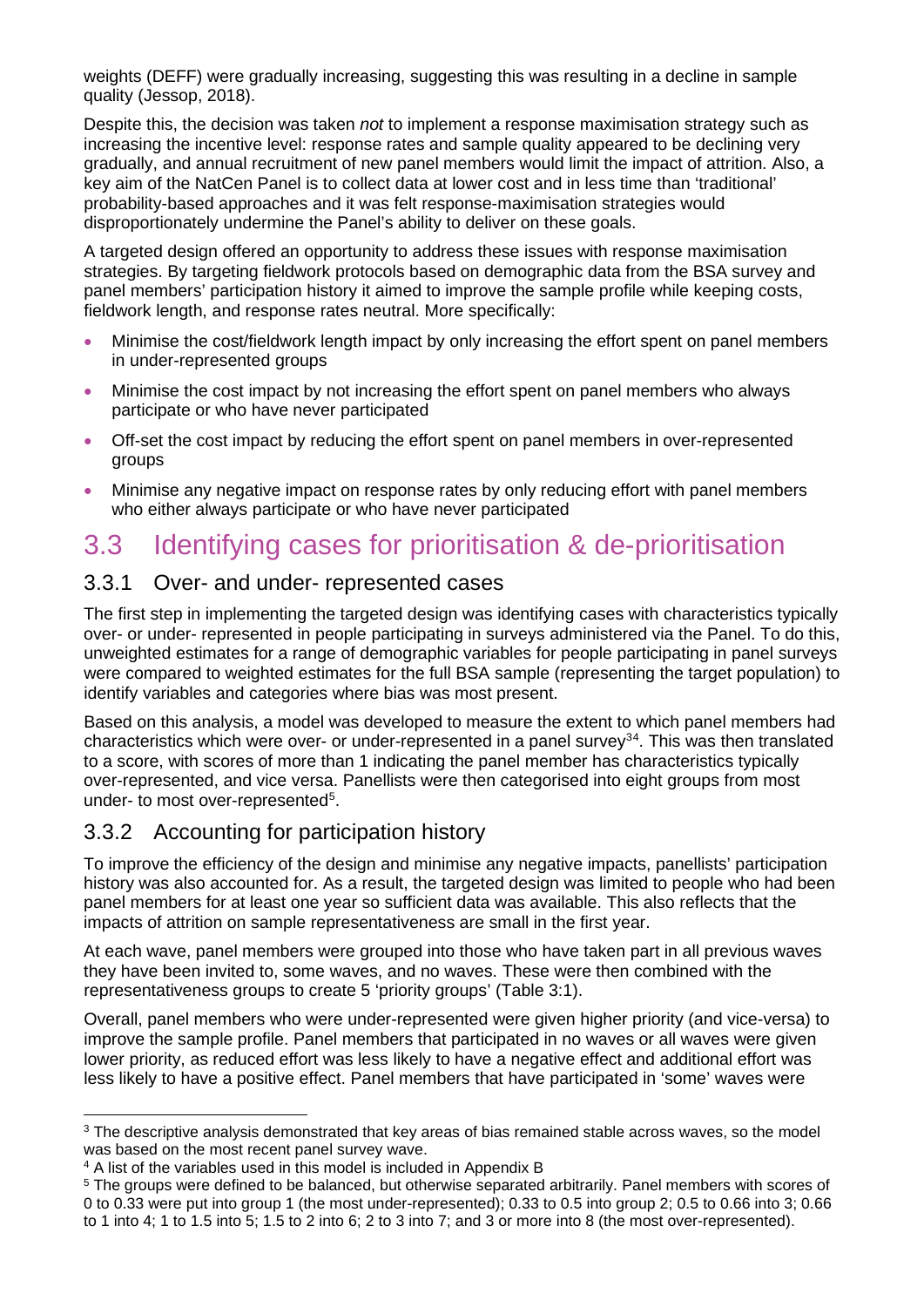weights (DEFF) were gradually increasing, suggesting this was resulting in a decline in sample quality (Jessop, 2018).

Despite this, the decision was taken *not* to implement a response maximisation strategy such as increasing the incentive level: response rates and sample quality appeared to be declining very gradually, and annual recruitment of new panel members would limit the impact of attrition. Also, a key aim of the NatCen Panel is to collect data at lower cost and in less time than 'traditional' probability-based approaches and it was felt response-maximisation strategies would disproportionately undermine the Panel's ability to deliver on these goals.

A targeted design offered an opportunity to address these issues with response maximisation strategies. By targeting fieldwork protocols based on demographic data from the BSA survey and panel members' participation history it aimed to improve the sample profile while keeping costs, fieldwork length, and response rates neutral. More specifically:

- Minimise the cost/fieldwork length impact by only increasing the effort spent on panel members in under-represented groups
- Minimise the cost impact by not increasing the effort spent on panel members who always participate or who have never participated
- Off-set the cost impact by reducing the effort spent on panel members in over-represented groups
- Minimise any negative impact on response rates by only reducing effort with panel members who either always participate or who have never participated

## 3.3 Identifying cases for prioritisation & de-prioritisation

### 3.3.1 Over- and under- represented cases

The first step in implementing the targeted design was identifying cases with characteristics typically over- or under- represented in people participating in surveys administered via the Panel. To do this, unweighted estimates for a range of demographic variables for people participating in panel surveys were compared to weighted estimates for the full BSA sample (representing the target population) to identify variables and categories where bias was most present.

Based on this analysis, a model was developed to measure the extent to which panel members had characteristics which were over- or under-represented in a panel survey[3][4]. This was then translated to a score, with scores of more than 1 indicating the panel member has characteristics typically over-represented, and vice versa. Panellists were then categorised into eight groups from most under- to most over-represented[5].

### 3.3.2 Accounting for participation history

To improve the efficiency of the design and minimise any negative impacts, panellists' participation history was also accounted for. As a result, the targeted design was limited to people who had been panel members for at least one year so sufficient data was available. This also reflects that the impacts of attrition on sample representativeness are small in the first year.

At each wave, panel members were grouped into those who have taken part in all previous waves they have been invited to, some waves, and no waves. These were then combined with the representativeness groups to create 5 'priority groups' (Table 3:1).

Overall, panel members who were under-represented were given higher priority (and vice-versa) to improve the sample profile. Panel members that participated in no waves or all waves were given lower priority, as reduced effort was less likely to have a negative effect and additional effort was less likely to have a positive effect. Panel members that have participated in 'some' waves were

---

[3] The descriptive analysis demonstrated that key areas of bias remained stable across waves, so the model was based on the most recent panel survey wave.

[4] A list of the variables used in this model is included in Appendix B

[5] The groups were defined to be balanced, but otherwise separated arbitrarily. Panel members with scores of 0 to 0.33 were put into group 1 (the most under-represented); 0.33 to 0.5 into group 2; 0.5 to 0.66 into 3; 0.66 to 1 into 4; 1 to 1.5 into 5; 1.5 to 2 into 6; 2 to 3 into 7; and 3 or more into 8 (the most over-represented).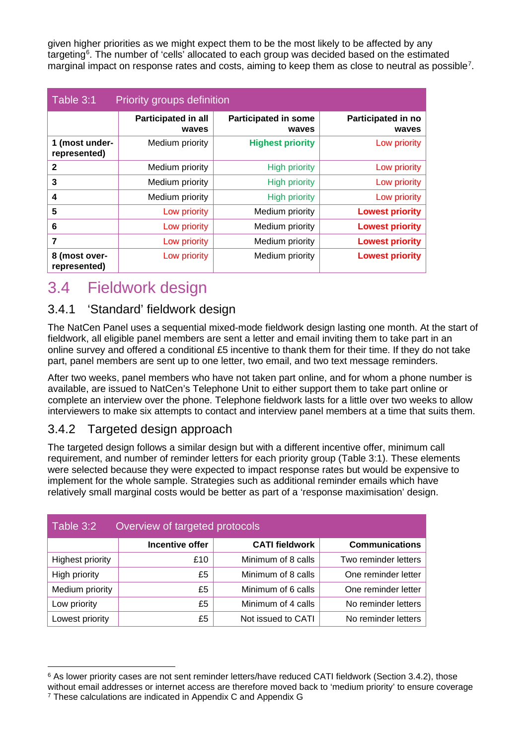given higher priorities as we might expect them to be the most likely to be affected by any targeting[6]. The number of 'cells' allocated to each group was decided based on the estimated marginal impact on response rates and costs, aiming to keep them as close to neutral as possible[7].

| Table 3:1 Priority groups definition | | | |
|---|---|---|---|
| | **Participated in all waves** | **Participated in some waves** | **Participated in no waves** |
| **1 (most under-represented)** | Medium priority | **Highest priority** | Low priority |
| **2** | Medium priority | High priority | Low priority |
| **3** | Medium priority | High priority | Low priority |
| **4** | Medium priority | High priority | Low priority |
| **5** | Low priority | Medium priority | **Lowest priority** |
| **6** | Low priority | Medium priority | **Lowest priority** |
| **7** | Low priority | Medium priority | **Lowest priority** |
| **8 (most over-represented)** | Low priority | Medium priority | **Lowest priority** |

## 3.4 Fieldwork design

### 3.4.1 'Standard' fieldwork design

The NatCen Panel uses a sequential mixed-mode fieldwork design lasting one month. At the start of fieldwork, all eligible panel members are sent a letter and email inviting them to take part in an online survey and offered a conditional £5 incentive to thank them for their time. If they do not take part, panel members are sent up to one letter, two email, and two text message reminders.

After two weeks, panel members who have not taken part online, and for whom a phone number is available, are issued to NatCen's Telephone Unit to either support them to take part online or complete an interview over the phone. Telephone fieldwork lasts for a little over two weeks to allow interviewers to make six attempts to contact and interview panel members at a time that suits them.

### 3.4.2 Targeted design approach

The targeted design follows a similar design but with a different incentive offer, minimum call requirement, and number of reminder letters for each priority group (Table 3:1). These elements were selected because they were expected to impact response rates but would be expensive to implement for the whole sample. Strategies such as additional reminder emails which have relatively small marginal costs would be better as part of a 'response maximisation' design.

| Table 3:2 Overview of targeted protocols | | | |
|---|---|---|---|
| | **Incentive offer** | **CATI fieldwork** | **Communications** |
| Highest priority | £10 | Minimum of 8 calls | Two reminder letters |
| High priority | £5 | Minimum of 8 calls | One reminder letter |
| Medium priority | £5 | Minimum of 6 calls | One reminder letter |
| Low priority | £5 | Minimum of 4 calls | No reminder letters |
| Lowest priority | £5 | Not issued to CATI | No reminder letters |

---

[6] As lower priority cases are not sent reminder letters/have reduced CATI fieldwork (Section 3.4.2), those without email addresses or internet access are therefore moved back to 'medium priority' to ensure coverage

[7] These calculations are indicated in Appendix C and Appendix G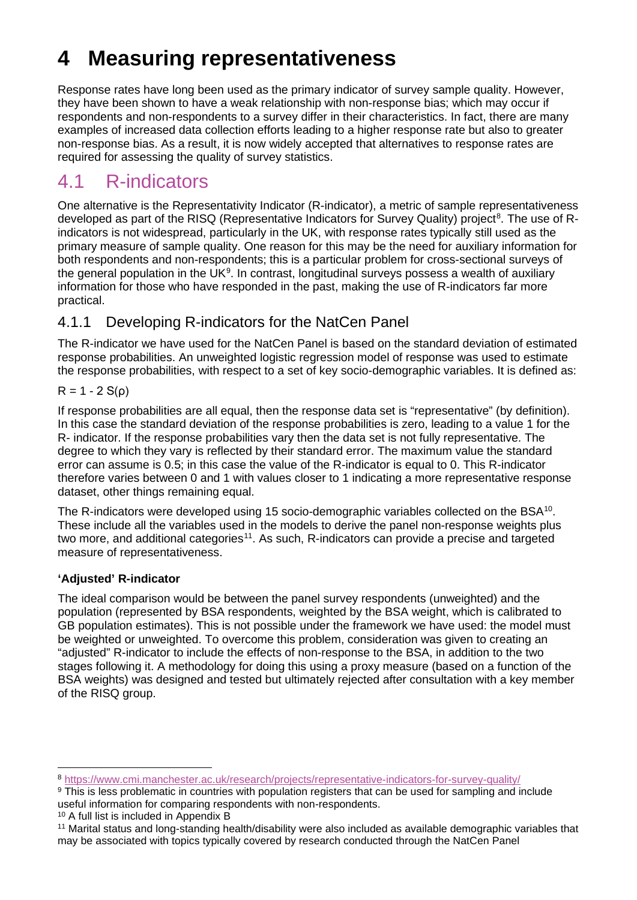# 4 Measuring representativeness

Response rates have long been used as the primary indicator of survey sample quality. However, they have been shown to have a weak relationship with non-response bias; which may occur if respondents and non-respondents to a survey differ in their characteristics. In fact, there are many examples of increased data collection efforts leading to a higher response rate but also to greater non-response bias. As a result, it is now widely accepted that alternatives to response rates are required for assessing the quality of survey statistics.

## 4.1 R-indicators

One alternative is the Representativity Indicator (R-indicator), a metric of sample representativeness developed as part of the RISQ (Representative Indicators for Survey Quality) project[8]. The use of R-indicators is not widespread, particularly in the UK, with response rates typically still used as the primary measure of sample quality. One reason for this may be the need for auxiliary information for both respondents and non-respondents; this is a particular problem for cross-sectional surveys of the general population in the UK[9]. In contrast, longitudinal surveys possess a wealth of auxiliary information for those who have responded in the past, making the use of R-indicators far more practical.

### 4.1.1 Developing R-indicators for the NatCen Panel

The R-indicator we have used for the NatCen Panel is based on the standard deviation of estimated response probabilities. An unweighted logistic regression model of response was used to estimate the response probabilities, with respect to a set of key socio-demographic variables. It is defined as:

$R = 1 - 2\,S(\rho)$

If response probabilities are all equal, then the response data set is "representative" (by definition). In this case the standard deviation of the response probabilities is zero, leading to a value 1 for the R- indicator. If the response probabilities vary then the data set is not fully representative. The degree to which they vary is reflected by their standard error. The maximum value the standard error can assume is 0.5; in this case the value of the R-indicator is equal to 0. This R-indicator therefore varies between 0 and 1 with values closer to 1 indicating a more representative response dataset, other things remaining equal.

The R-indicators were developed using 15 socio-demographic variables collected on the BSA[10]. These include all the variables used in the models to derive the panel non-response weights plus two more, and additional categories[11]. As such, R-indicators can provide a precise and targeted measure of representativeness.

**'Adjusted' R-indicator**

The ideal comparison would be between the panel survey respondents (unweighted) and the population (represented by BSA respondents, weighted by the BSA weight, which is calibrated to GB population estimates). This is not possible under the framework we have used: the model must be weighted or unweighted. To overcome this problem, consideration was given to creating an "adjusted" R-indicator to include the effects of non-response to the BSA, in addition to the two stages following it. A methodology for doing this using a proxy measure (based on a function of the BSA weights) was designed and tested but ultimately rejected after consultation with a key member of the RISQ group.

---

[8] https://www.cmi.manchester.ac.uk/research/projects/representative-indicators-for-survey-quality/

[9] This is less problematic in countries with population registers that can be used for sampling and include useful information for comparing respondents with non-respondents.

[10] A full list is included in Appendix B

[11] Marital status and long-standing health/disability were also included as available demographic variables that may be associated with topics typically covered by research conducted through the NatCen Panel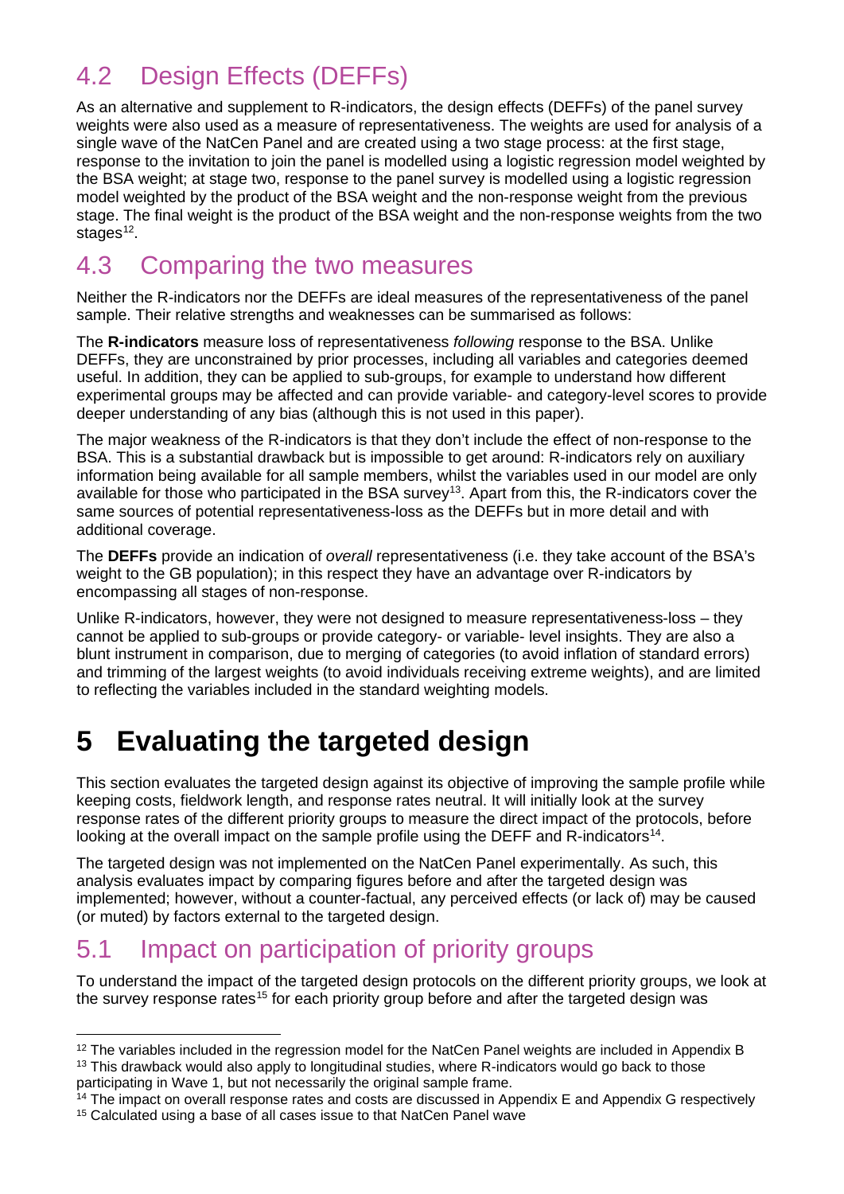## 4.2 Design Effects (DEFFs)

As an alternative and supplement to R-indicators, the design effects (DEFFs) of the panel survey weights were also used as a measure of representativeness. The weights are used for analysis of a single wave of the NatCen Panel and are created using a two stage process: at the first stage, response to the invitation to join the panel is modelled using a logistic regression model weighted by the BSA weight; at stage two, response to the panel survey is modelled using a logistic regression model weighted by the product of the BSA weight and the non-response weight from the previous stage. The final weight is the product of the BSA weight and the non-response weights from the two stages[12].

## 4.3 Comparing the two measures

Neither the R-indicators nor the DEFFs are ideal measures of the representativeness of the panel sample. Their relative strengths and weaknesses can be summarised as follows:

The **R-indicators** measure loss of representativeness *following* response to the BSA. Unlike DEFFs, they are unconstrained by prior processes, including all variables and categories deemed useful. In addition, they can be applied to sub-groups, for example to understand how different experimental groups may be affected and can provide variable- and category-level scores to provide deeper understanding of any bias (although this is not used in this paper).

The major weakness of the R-indicators is that they don't include the effect of non-response to the BSA. This is a substantial drawback but is impossible to get around: R-indicators rely on auxiliary information being available for all sample members, whilst the variables used in our model are only available for those who participated in the BSA survey[13]. Apart from this, the R-indicators cover the same sources of potential representativeness-loss as the DEFFs but in more detail and with additional coverage.

The **DEFFs** provide an indication of *overall* representativeness (i.e. they take account of the BSA's weight to the GB population); in this respect they have an advantage over R-indicators by encompassing all stages of non-response.

Unlike R-indicators, however, they were not designed to measure representativeness-loss – they cannot be applied to sub-groups or provide category- or variable- level insights. They are also a blunt instrument in comparison, due to merging of categories (to avoid inflation of standard errors) and trimming of the largest weights (to avoid individuals receiving extreme weights), and are limited to reflecting the variables included in the standard weighting models.

# 5 Evaluating the targeted design

This section evaluates the targeted design against its objective of improving the sample profile while keeping costs, fieldwork length, and response rates neutral. It will initially look at the survey response rates of the different priority groups to measure the direct impact of the protocols, before looking at the overall impact on the sample profile using the DEFF and R-indicators[14].

The targeted design was not implemented on the NatCen Panel experimentally. As such, this analysis evaluates impact by comparing figures before and after the targeted design was implemented; however, without a counter-factual, any perceived effects (or lack of) may be caused (or muted) by factors external to the targeted design.

## 5.1 Impact on participation of priority groups

To understand the impact of the targeted design protocols on the different priority groups, we look at the survey response rates[15] for each priority group before and after the targeted design was

---

[12] The variables included in the regression model for the NatCen Panel weights are included in Appendix B

[13] This drawback would also apply to longitudinal studies, where R-indicators would go back to those participating in Wave 1, but not necessarily the original sample frame.

[14] The impact on overall response rates and costs are discussed in Appendix E and Appendix G respectively

[15] Calculated using a base of all cases issue to that NatCen Panel wave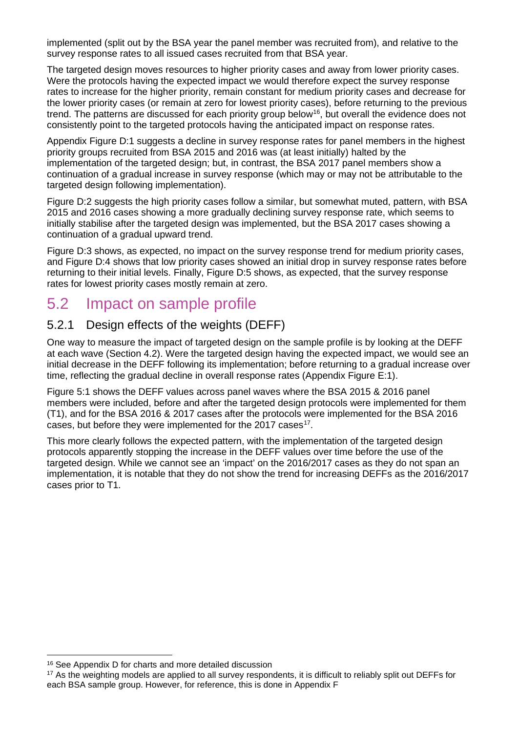implemented (split out by the BSA year the panel member was recruited from), and relative to the survey response rates to all issued cases recruited from that BSA year.

The targeted design moves resources to higher priority cases and away from lower priority cases. Were the protocols having the expected impact we would therefore expect the survey response rates to increase for the higher priority, remain constant for medium priority cases and decrease for the lower priority cases (or remain at zero for lowest priority cases), before returning to the previous trend. The patterns are discussed for each priority group below[16], but overall the evidence does not consistently point to the targeted protocols having the anticipated impact on response rates.

Appendix Figure D:1 suggests a decline in survey response rates for panel members in the highest priority groups recruited from BSA 2015 and 2016 was (at least initially) halted by the implementation of the targeted design; but, in contrast, the BSA 2017 panel members show a continuation of a gradual increase in survey response (which may or may not be attributable to the targeted design following implementation).

Figure D:2 suggests the high priority cases follow a similar, but somewhat muted, pattern, with BSA 2015 and 2016 cases showing a more gradually declining survey response rate, which seems to initially stabilise after the targeted design was implemented, but the BSA 2017 cases showing a continuation of a gradual upward trend.

Figure D:3 shows, as expected, no impact on the survey response trend for medium priority cases, and Figure D:4 shows that low priority cases showed an initial drop in survey response rates before returning to their initial levels. Finally, Figure D:5 shows, as expected, that the survey response rates for lowest priority cases mostly remain at zero.

## 5.2 Impact on sample profile

### 5.2.1 Design effects of the weights (DEFF)

One way to measure the impact of targeted design on the sample profile is by looking at the DEFF at each wave (Section 4.2). Were the targeted design having the expected impact, we would see an initial decrease in the DEFF following its implementation; before returning to a gradual increase over time, reflecting the gradual decline in overall response rates (Appendix Figure E:1).

Figure 5:1 shows the DEFF values across panel waves where the BSA 2015 & 2016 panel members were included, before and after the targeted design protocols were implemented for them (T1), and for the BSA 2016 & 2017 cases after the protocols were implemented for the BSA 2016 cases, but before they were implemented for the 2017 cases[17].

This more clearly follows the expected pattern, with the implementation of the targeted design protocols apparently stopping the increase in the DEFF values over time before the use of the targeted design. While we cannot see an 'impact' on the 2016/2017 cases as they do not span an implementation, it is notable that they do not show the trend for increasing DEFFs as the 2016/2017 cases prior to T1.

---

[16] See Appendix D for charts and more detailed discussion

[17] As the weighting models are applied to all survey respondents, it is difficult to reliably split out DEFFs for each BSA sample group. However, for reference, this is done in Appendix F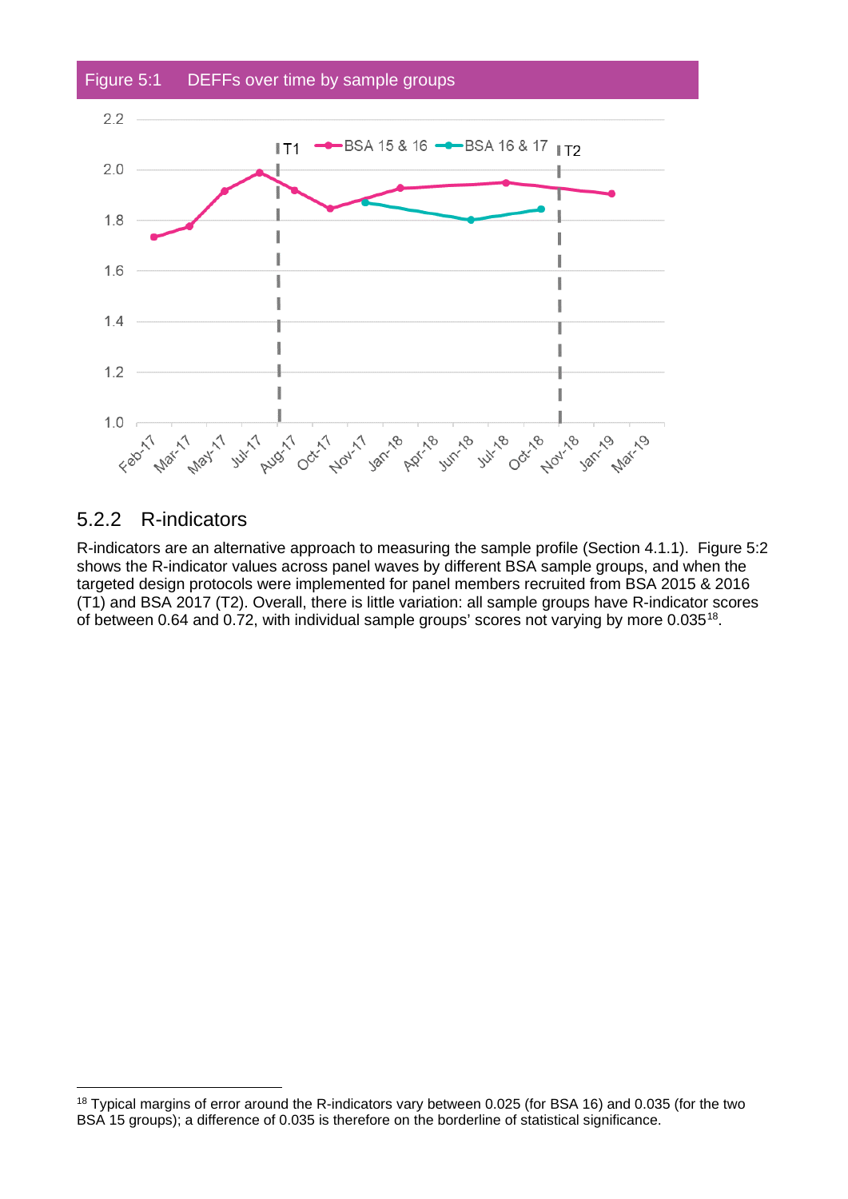Figure 5:1 DEFFs over time by sample groups

### 5.2.2 R-indicators

R-indicators are an alternative approach to measuring the sample profile (Section 4.1.1). Figure 5:2 shows the R-indicator values across panel waves by different BSA sample groups, and when the targeted design protocols were implemented for panel members recruited from BSA 2015 & 2016 (T1) and BSA 2017 (T2). Overall, there is little variation: all sample groups have R-indicator scores of between 0.64 and 0.72, with individual sample groups' scores not varying by more 0.035[18].

[18] Typical margins of error around the R-indicators vary between 0.025 (for BSA 16) and 0.035 (for the two BSA 15 groups); a difference of 0.035 is therefore on the borderline of statistical significance.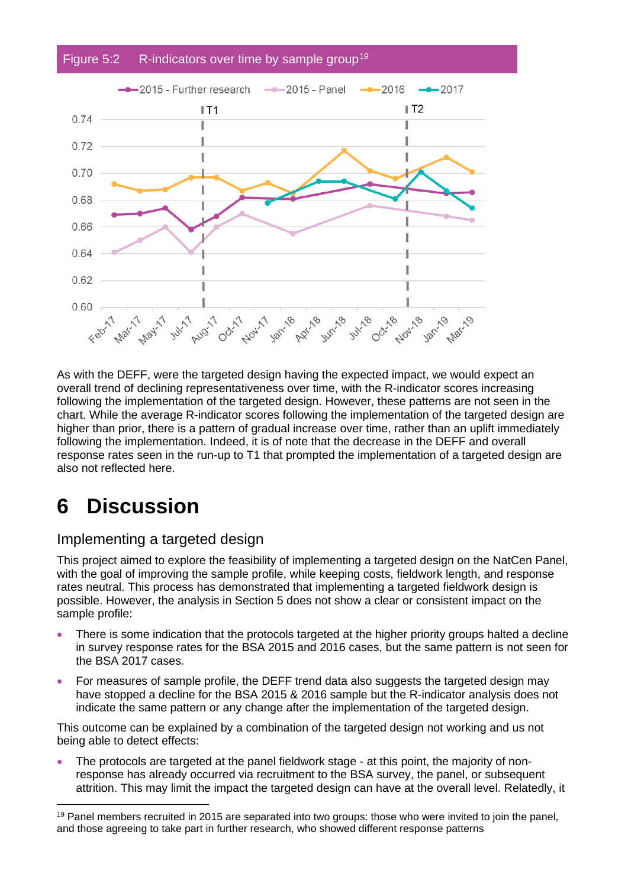Figure 5:2 R-indicators over time by sample group[19]

As with the DEFF, were the targeted design having the expected impact, we would expect an overall trend of declining representativeness over time, with the R-indicator scores increasing following the implementation of the targeted design. However, these patterns are not seen in the chart. While the average R-indicator scores following the implementation of the targeted design are higher than prior, there is a pattern of gradual increase over time, rather than an uplift immediately following the implementation. Indeed, it is of note that the decrease in the DEFF and overall response rates seen in the run-up to T1 that prompted the implementation of a targeted design are also not reflected here.

# 6 Discussion

## Implementing a targeted design

This project aimed to explore the feasibility of implementing a targeted design on the NatCen Panel, with the goal of improving the sample profile, while keeping costs, fieldwork length, and response rates neutral. This process has demonstrated that implementing a targeted fieldwork design is possible. However, the analysis in Section 5 does not show a clear or consistent impact on the sample profile:

- There is some indication that the protocols targeted at the higher priority groups halted a decline in survey response rates for the BSA 2015 and 2016 cases, but the same pattern is not seen for the BSA 2017 cases.
- For measures of sample profile, the DEFF trend data also suggests the targeted design may have stopped a decline for the BSA 2015 & 2016 sample but the R-indicator analysis does not indicate the same pattern or any change after the implementation of the targeted design.

This outcome can be explained by a combination of the targeted design not working and us not being able to detect effects:

- The protocols are targeted at the panel fieldwork stage - at this point, the majority of non-response has already occurred via recruitment to the BSA survey, the panel, or subsequent attrition. This may limit the impact the targeted design can have at the overall level. Relatedly, it

[19] Panel members recruited in 2015 are separated into two groups: those who were invited to join the panel, and those agreeing to take part in further research, who showed different response patterns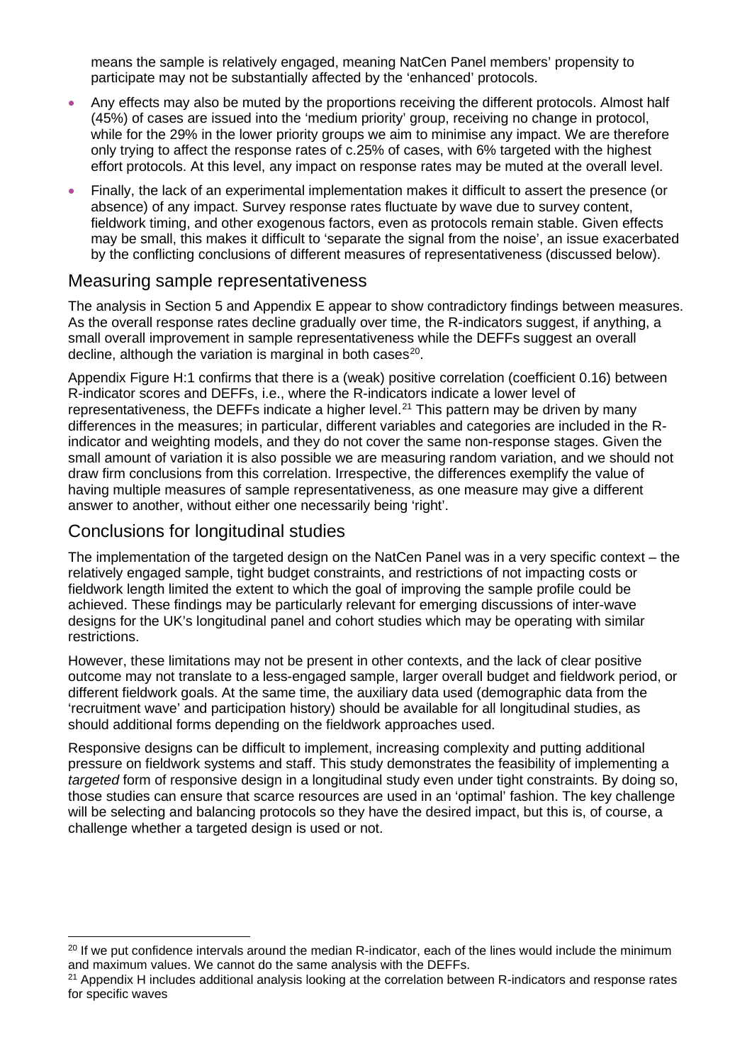means the sample is relatively engaged, meaning NatCen Panel members' propensity to participate may not be substantially affected by the 'enhanced' protocols.

- Any effects may also be muted by the proportions receiving the different protocols. Almost half (45%) of cases are issued into the 'medium priority' group, receiving no change in protocol, while for the 29% in the lower priority groups we aim to minimise any impact. We are therefore only trying to affect the response rates of c.25% of cases, with 6% targeted with the highest effort protocols. At this level, any impact on response rates may be muted at the overall level.
- Finally, the lack of an experimental implementation makes it difficult to assert the presence (or absence) of any impact. Survey response rates fluctuate by wave due to survey content, fieldwork timing, and other exogenous factors, even as protocols remain stable. Given effects may be small, this makes it difficult to 'separate the signal from the noise', an issue exacerbated by the conflicting conclusions of different measures of representativeness (discussed below).

## Measuring sample representativeness

The analysis in Section 5 and Appendix E appear to show contradictory findings between measures. As the overall response rates decline gradually over time, the R-indicators suggest, if anything, a small overall improvement in sample representativeness while the DEFFs suggest an overall decline, although the variation is marginal in both cases[20].

Appendix Figure H:1 confirms that there is a (weak) positive correlation (coefficient 0.16) between R-indicator scores and DEFFs, i.e., where the R-indicators indicate a lower level of representativeness, the DEFFs indicate a higher level.[21] This pattern may be driven by many differences in the measures; in particular, different variables and categories are included in the R-indicator and weighting models, and they do not cover the same non-response stages. Given the small amount of variation it is also possible we are measuring random variation, and we should not draw firm conclusions from this correlation. Irrespective, the differences exemplify the value of having multiple measures of sample representativeness, as one measure may give a different answer to another, without either one necessarily being 'right'.

## Conclusions for longitudinal studies

The implementation of the targeted design on the NatCen Panel was in a very specific context – the relatively engaged sample, tight budget constraints, and restrictions of not impacting costs or fieldwork length limited the extent to which the goal of improving the sample profile could be achieved. These findings may be particularly relevant for emerging discussions of inter-wave designs for the UK's longitudinal panel and cohort studies which may be operating with similar restrictions.

However, these limitations may not be present in other contexts, and the lack of clear positive outcome may not translate to a less-engaged sample, larger overall budget and fieldwork period, or different fieldwork goals. At the same time, the auxiliary data used (demographic data from the 'recruitment wave' and participation history) should be available for all longitudinal studies, as should additional forms depending on the fieldwork approaches used.

Responsive designs can be difficult to implement, increasing complexity and putting additional pressure on fieldwork systems and staff. This study demonstrates the feasibility of implementing a *targeted* form of responsive design in a longitudinal study even under tight constraints. By doing so, those studies can ensure that scarce resources are used in an 'optimal' fashion. The key challenge will be selecting and balancing protocols so they have the desired impact, but this is, of course, a challenge whether a targeted design is used or not.

[20] If we put confidence intervals around the median R-indicator, each of the lines would include the minimum and maximum values. We cannot do the same analysis with the DEFFs.

[21] Appendix H includes additional analysis looking at the correlation between R-indicators and response rates for specific waves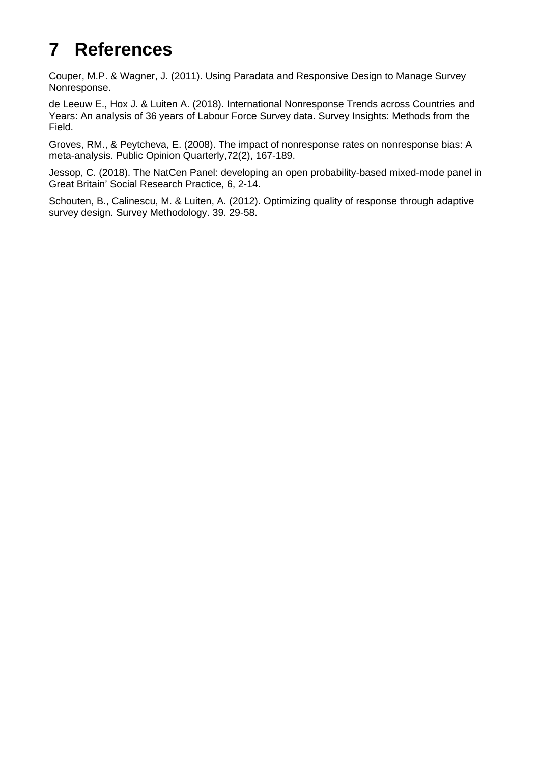# 7 References

Couper, M.P. & Wagner, J. (2011). Using Paradata and Responsive Design to Manage Survey Nonresponse.

de Leeuw E., Hox J. & Luiten A. (2018). International Nonresponse Trends across Countries and Years: An analysis of 36 years of Labour Force Survey data. Survey Insights: Methods from the Field.

Groves, RM., & Peytcheva, E. (2008). The impact of nonresponse rates on nonresponse bias: A meta-analysis. Public Opinion Quarterly,72(2), 167-189.

Jessop, C. (2018). The NatCen Panel: developing an open probability-based mixed-mode panel in Great Britain' Social Research Practice, 6, 2-14.

Schouten, B., Calinescu, M. & Luiten, A. (2012). Optimizing quality of response through adaptive survey design. Survey Methodology. 39. 29-58.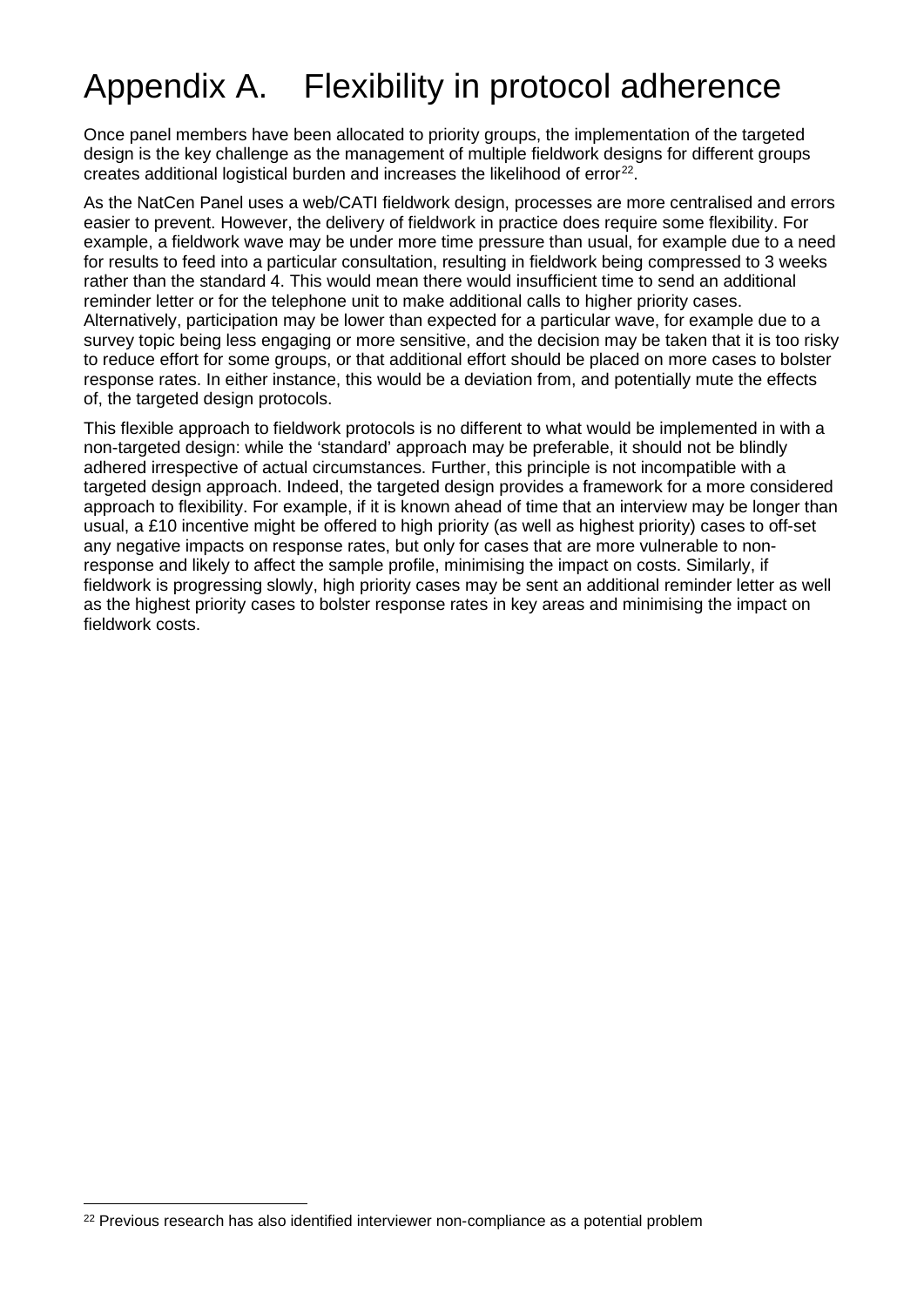# Appendix A. Flexibility in protocol adherence

Once panel members have been allocated to priority groups, the implementation of the targeted design is the key challenge as the management of multiple fieldwork designs for different groups creates additional logistical burden and increases the likelihood of error[22].

As the NatCen Panel uses a web/CATI fieldwork design, processes are more centralised and errors easier to prevent. However, the delivery of fieldwork in practice does require some flexibility. For example, a fieldwork wave may be under more time pressure than usual, for example due to a need for results to feed into a particular consultation, resulting in fieldwork being compressed to 3 weeks rather than the standard 4. This would mean there would insufficient time to send an additional reminder letter or for the telephone unit to make additional calls to higher priority cases. Alternatively, participation may be lower than expected for a particular wave, for example due to a survey topic being less engaging or more sensitive, and the decision may be taken that it is too risky to reduce effort for some groups, or that additional effort should be placed on more cases to bolster response rates. In either instance, this would be a deviation from, and potentially mute the effects of, the targeted design protocols.

This flexible approach to fieldwork protocols is no different to what would be implemented in with a non-targeted design: while the 'standard' approach may be preferable, it should not be blindly adhered irrespective of actual circumstances. Further, this principle is not incompatible with a targeted design approach. Indeed, the targeted design provides a framework for a more considered approach to flexibility. For example, if it is known ahead of time that an interview may be longer than usual, a £10 incentive might be offered to high priority (as well as highest priority) cases to off-set any negative impacts on response rates, but only for cases that are more vulnerable to non-response and likely to affect the sample profile, minimising the impact on costs. Similarly, if fieldwork is progressing slowly, high priority cases may be sent an additional reminder letter as well as the highest priority cases to bolster response rates in key areas and minimising the impact on fieldwork costs.

[22] Previous research has also identified interviewer non-compliance as a potential problem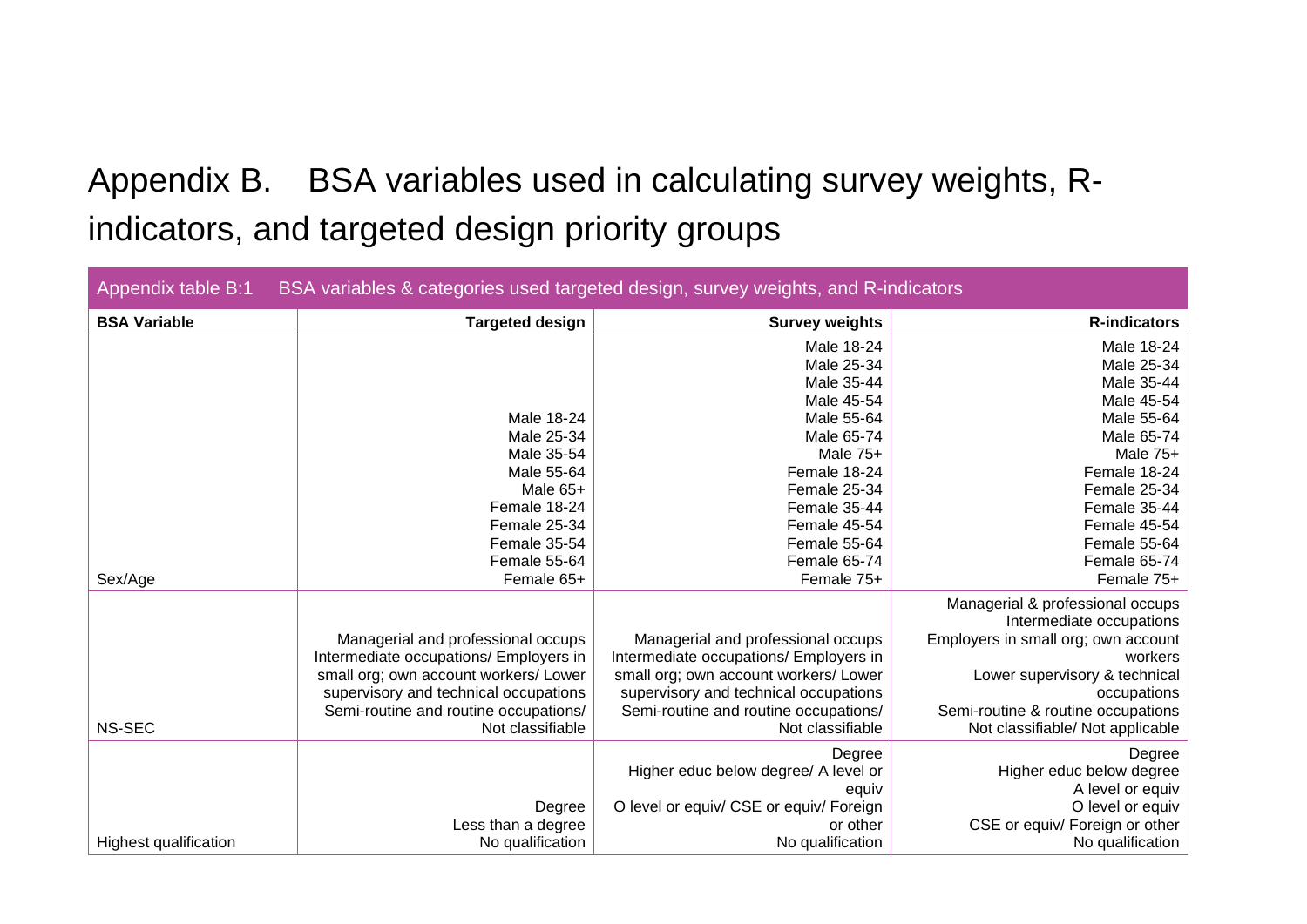# Appendix B. BSA variables used in calculating survey weights, R-indicators, and targeted design priority groups

Appendix table B:1 BSA variables & categories used targeted design, survey weights, and R-indicators

| BSA Variable | Targeted design | Survey weights | R-indicators |
|---|---|---|---|
| Sex/Age | Male 18-24<br>Male 25-34<br>Male 35-54<br>Male 55-64<br>Male 65+<br>Female 18-24<br>Female 25-34<br>Female 35-54<br>Female 55-64<br>Female 65+ | Male 18-24<br>Male 25-34<br>Male 35-44<br>Male 45-54<br>Male 55-64<br>Male 65-74<br>Male 75+<br>Female 18-24<br>Female 25-34<br>Female 35-44<br>Female 45-54<br>Female 55-64<br>Female 65-74<br>Female 75+ | Male 18-24<br>Male 25-34<br>Male 35-44<br>Male 45-54<br>Male 55-64<br>Male 65-74<br>Male 75+<br>Female 18-24<br>Female 25-34<br>Female 35-44<br>Female 45-54<br>Female 55-64<br>Female 65-74<br>Female 75+ |
| NS-SEC | Managerial and professional occups<br>Intermediate occupations/ Employers in small org; own account workers/ Lower supervisory and technical occupations<br>Semi-routine and routine occupations/ Not classifiable | Managerial and professional occups<br>Intermediate occupations/ Employers in small org; own account workers/ Lower supervisory and technical occupations<br>Semi-routine and routine occupations/ Not classifiable | Managerial & professional occups<br>Intermediate occupations<br>Employers in small org; own account workers<br>Lower supervisory & technical occupations<br>Semi-routine & routine occupations<br>Not classifiable/ Not applicable |
| Highest qualification | Degree<br>Less than a degree<br>No qualification | Degree<br>Higher educ below degree/ A level or equiv<br>O level or equiv/ CSE or equiv/ Foreign or other<br>No qualification | Degree<br>Higher educ below degree<br>A level or equiv<br>O level or equiv<br>CSE or equiv/ Foreign or other<br>No qualification |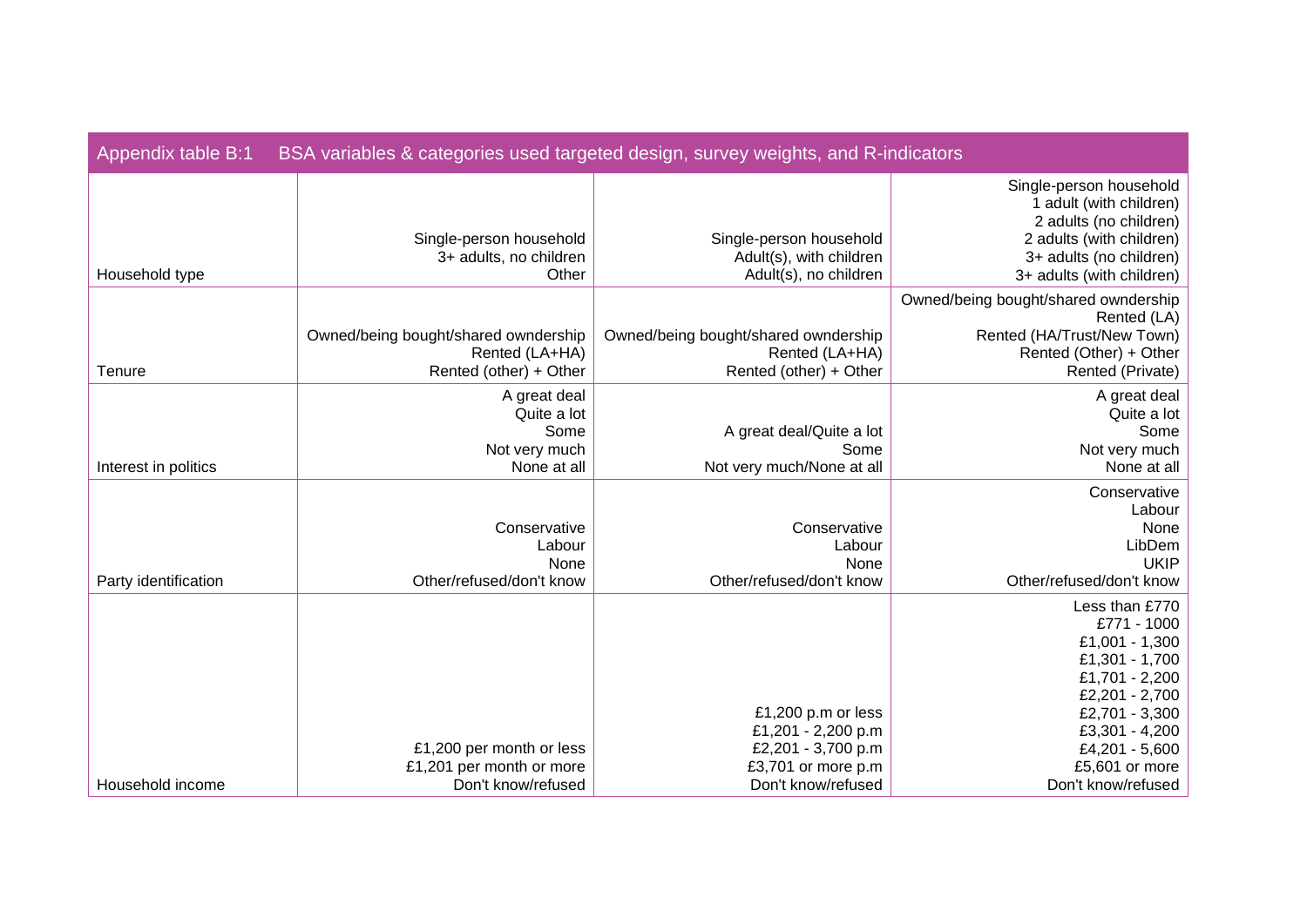Appendix table B:1 BSA variables & categories used targeted design, survey weights, and R-indicators

| | | | |
|---|---|---|---|
| Household type | Single-person household<br>3+ adults, no children<br>Other | Single-person household<br>Adult(s), with children<br>Adult(s), no children | Single-person household<br>1 adult (with children)<br>2 adults (no children)<br>2 adults (with children)<br>3+ adults (no children)<br>3+ adults (with children) |
| Tenure | Owned/being bought/shared owndership<br>Rented (LA+HA)<br>Rented (other) + Other | Owned/being bought/shared owndership<br>Rented (LA+HA)<br>Rented (other) + Other | Owned/being bought/shared owndership<br>Rented (LA)<br>Rented (HA/Trust/New Town)<br>Rented (Other) + Other<br>Rented (Private) |
| Interest in politics | A great deal<br>Quite a lot<br>Some<br>Not very much<br>None at all | A great deal/Quite a lot<br>Some<br>Not very much/None at all | A great deal<br>Quite a lot<br>Some<br>Not very much<br>None at all |
| Party identification | Conservative<br>Labour<br>None<br>Other/refused/don't know | Conservative<br>Labour<br>None<br>Other/refused/don't know | Conservative<br>Labour<br>None<br>LibDem<br>UKIP<br>Other/refused/don't know |
| Household income | £1,200 per month or less<br>£1,201 per month or more<br>Don't know/refused | £1,200 p.m or less<br>£1,201 - 2,200 p.m<br>£2,201 - 3,700 p.m<br>£3,701 or more p.m<br>Don't know/refused | Less than £770<br>£771 - 1000<br>£1,001 - 1,300<br>£1,301 - 1,700<br>£1,701 - 2,200<br>£2,201 - 2,700<br>£2,701 - 3,300<br>£3,301 - 4,200<br>£4,201 - 5,600<br>£5,601 or more<br>Don't know/refused |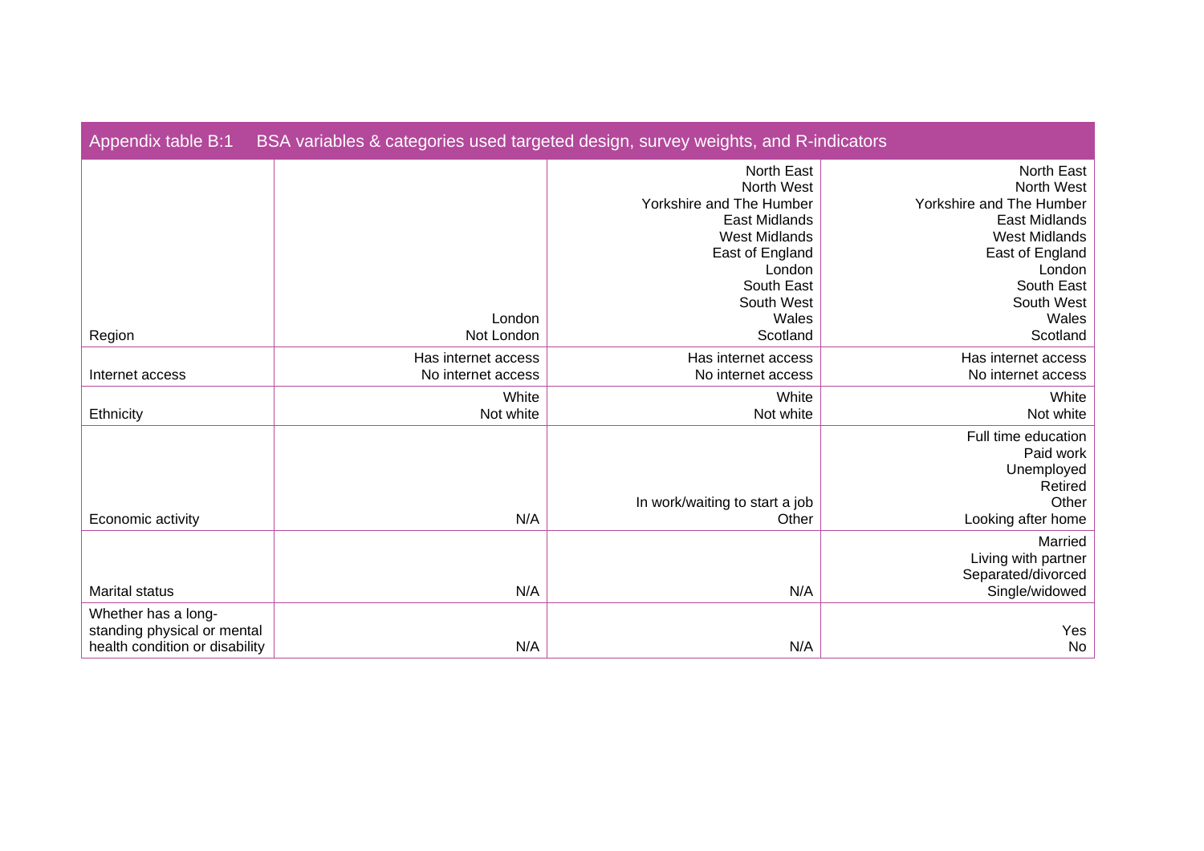Appendix table B:1 BSA variables & categories used targeted design, survey weights, and R-indicators

| | | | |
|---|---|---|---|
| Region | London<br>Not London | North East<br>North West<br>Yorkshire and The Humber<br>East Midlands<br>West Midlands<br>East of England<br>London<br>South East<br>South West<br>Wales<br>Scotland | North East<br>North West<br>Yorkshire and The Humber<br>East Midlands<br>West Midlands<br>East of England<br>London<br>South East<br>South West<br>Wales<br>Scotland |
| Internet access | Has internet access<br>No internet access | Has internet access<br>No internet access | Has internet access<br>No internet access |
| Ethnicity | White<br>Not white | White<br>Not white | White<br>Not white |
| Economic activity | N/A | In work/waiting to start a job<br>Other | Full time education<br>Paid work<br>Unemployed<br>Retired<br>Other<br>Looking after home |
| Marital status | N/A | N/A | Married<br>Living with partner<br>Separated/divorced<br>Single/widowed |
| Whether has a long-standing physical or mental health condition or disability | N/A | N/A | Yes<br>No |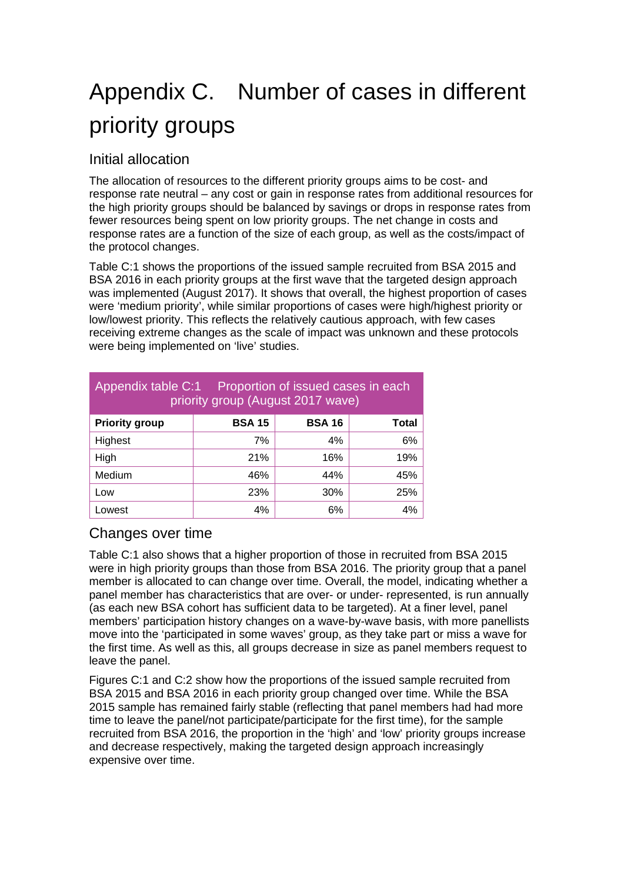# Appendix C. Number of cases in different priority groups

## Initial allocation

The allocation of resources to the different priority groups aims to be cost- and response rate neutral – any cost or gain in response rates from additional resources for the high priority groups should be balanced by savings or drops in response rates from fewer resources being spent on low priority groups. The net change in costs and response rates are a function of the size of each group, as well as the costs/impact of the protocol changes.

Table C:1 shows the proportions of the issued sample recruited from BSA 2015 and BSA 2016 in each priority groups at the first wave that the targeted design approach was implemented (August 2017). It shows that overall, the highest proportion of cases were 'medium priority', while similar proportions of cases were high/highest priority or low/lowest priority. This reflects the relatively cautious approach, with few cases receiving extreme changes as the scale of impact was unknown and these protocols were being implemented on 'live' studies.

Appendix table C:1 Proportion of issued cases in each priority group (August 2017 wave)

| Priority group | BSA 15 | BSA 16 | Total |
|---|---|---|---|
| Highest | 7% | 4% | 6% |
| High | 21% | 16% | 19% |
| Medium | 46% | 44% | 45% |
| Low | 23% | 30% | 25% |
| Lowest | 4% | 6% | 4% |

## Changes over time

Table C:1 also shows that a higher proportion of those in recruited from BSA 2015 were in high priority groups than those from BSA 2016. The priority group that a panel member is allocated to can change over time. Overall, the model, indicating whether a panel member has characteristics that are over- or under- represented, is run annually (as each new BSA cohort has sufficient data to be targeted). At a finer level, panel members' participation history changes on a wave-by-wave basis, with more panellists move into the 'participated in some waves' group, as they take part or miss a wave for the first time. As well as this, all groups decrease in size as panel members request to leave the panel.

Figures C:1 and C:2 show how the proportions of the issued sample recruited from BSA 2015 and BSA 2016 in each priority group changed over time. While the BSA 2015 sample has remained fairly stable (reflecting that panel members had had more time to leave the panel/not participate/participate for the first time), for the sample recruited from BSA 2016, the proportion in the 'high' and 'low' priority groups increase and decrease respectively, making the targeted design approach increasingly expensive over time.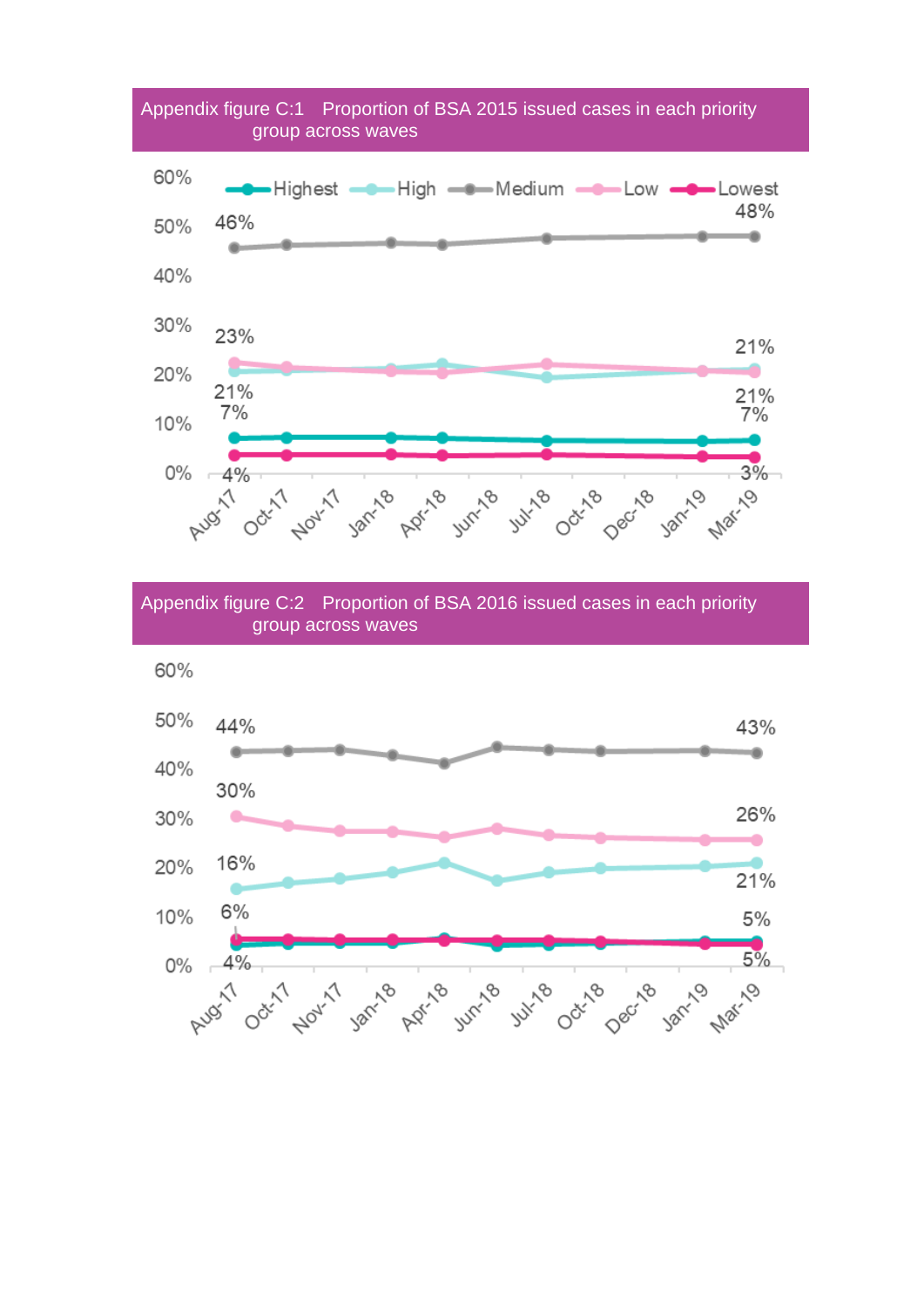Appendix figure C:1 Proportion of BSA 2015 issued cases in each priority group across waves

Appendix figure C:2 Proportion of BSA 2016 issued cases in each priority group across waves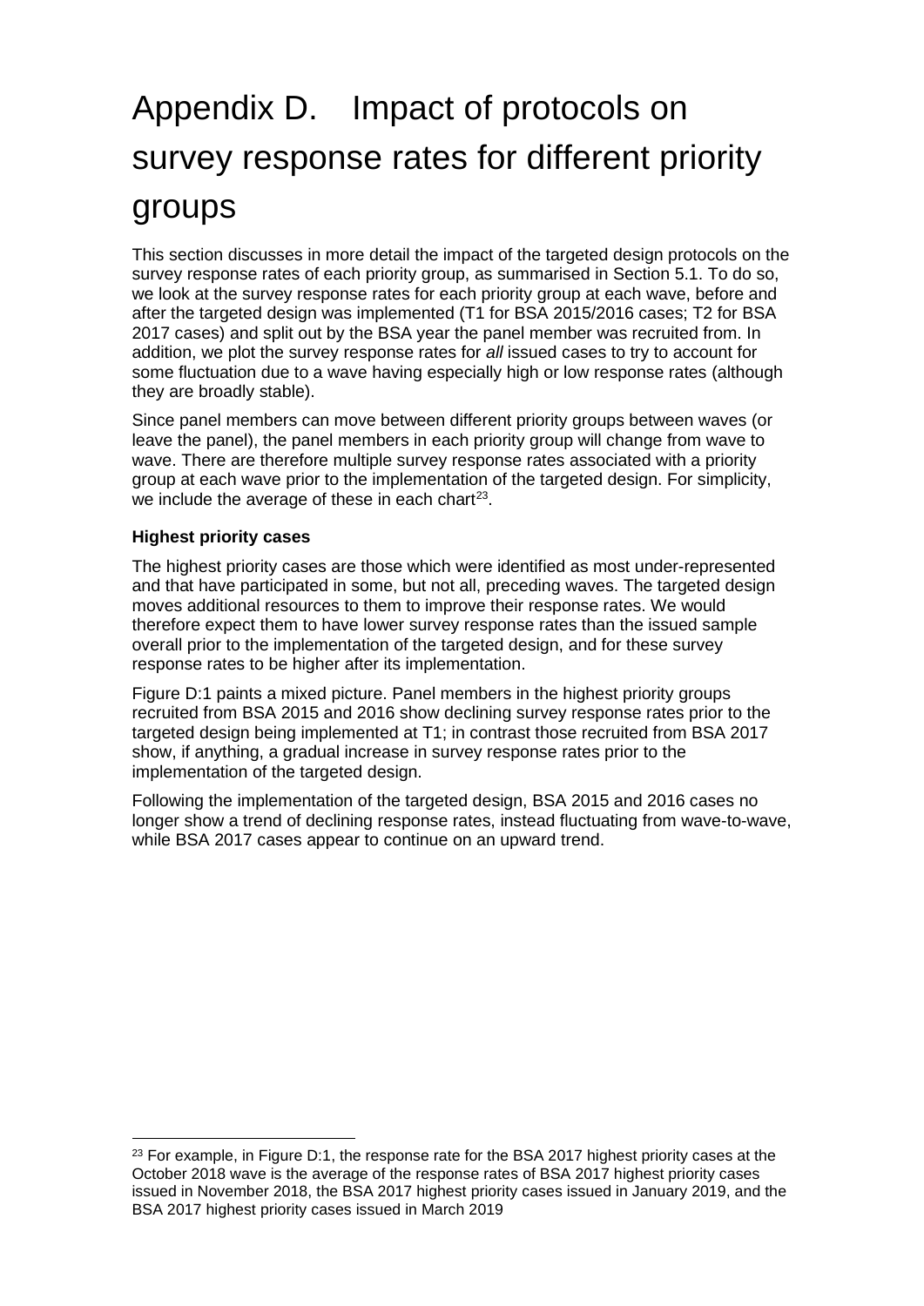# Appendix D. Impact of protocols on survey response rates for different priority groups

This section discusses in more detail the impact of the targeted design protocols on the survey response rates of each priority group, as summarised in Section 5.1. To do so, we look at the survey response rates for each priority group at each wave, before and after the targeted design was implemented (T1 for BSA 2015/2016 cases; T2 for BSA 2017 cases) and split out by the BSA year the panel member was recruited from. In addition, we plot the survey response rates for *all* issued cases to try to account for some fluctuation due to a wave having especially high or low response rates (although they are broadly stable).

Since panel members can move between different priority groups between waves (or leave the panel), the panel members in each priority group will change from wave to wave. There are therefore multiple survey response rates associated with a priority group at each wave prior to the implementation of the targeted design. For simplicity, we include the average of these in each chart[23].

**Highest priority cases**

The highest priority cases are those which were identified as most under-represented and that have participated in some, but not all, preceding waves. The targeted design moves additional resources to them to improve their response rates. We would therefore expect them to have lower survey response rates than the issued sample overall prior to the implementation of the targeted design, and for these survey response rates to be higher after its implementation.

Figure D:1 paints a mixed picture. Panel members in the highest priority groups recruited from BSA 2015 and 2016 show declining survey response rates prior to the targeted design being implemented at T1; in contrast those recruited from BSA 2017 show, if anything, a gradual increase in survey response rates prior to the implementation of the targeted design.

Following the implementation of the targeted design, BSA 2015 and 2016 cases no longer show a trend of declining response rates, instead fluctuating from wave-to-wave, while BSA 2017 cases appear to continue on an upward trend.

---

[23] For example, in Figure D:1, the response rate for the BSA 2017 highest priority cases at the October 2018 wave is the average of the response rates of BSA 2017 highest priority cases issued in November 2018, the BSA 2017 highest priority cases issued in January 2019, and the BSA 2017 highest priority cases issued in March 2019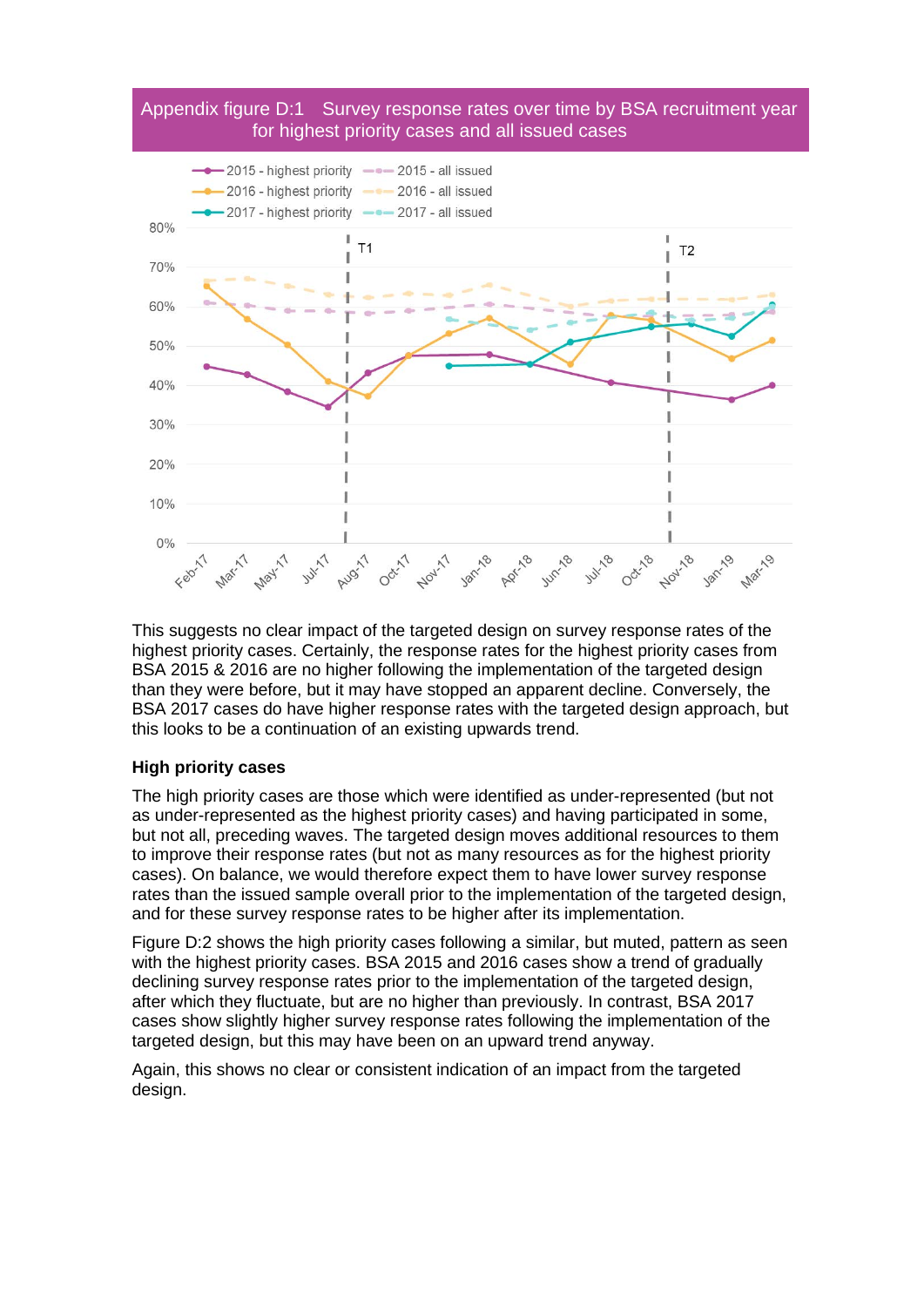Appendix figure D:1 Survey response rates over time by BSA recruitment year for highest priority cases and all issued cases

This suggests no clear impact of the targeted design on survey response rates of the highest priority cases. Certainly, the response rates for the highest priority cases from BSA 2015 & 2016 are no higher following the implementation of the targeted design than they were before, but it may have stopped an apparent decline. Conversely, the BSA 2017 cases do have higher response rates with the targeted design approach, but this looks to be a continuation of an existing upwards trend.

### High priority cases

The high priority cases are those which were identified as under-represented (but not as under-represented as the highest priority cases) and having participated in some, but not all, preceding waves. The targeted design moves additional resources to them to improve their response rates (but not as many resources as for the highest priority cases). On balance, we would therefore expect them to have lower survey response rates than the issued sample overall prior to the implementation of the targeted design, and for these survey response rates to be higher after its implementation.

Figure D:2 shows the high priority cases following a similar, but muted, pattern as seen with the highest priority cases. BSA 2015 and 2016 cases show a trend of gradually declining survey response rates prior to the implementation of the targeted design, after which they fluctuate, but are no higher than previously. In contrast, BSA 2017 cases show slightly higher survey response rates following the implementation of the targeted design, but this may have been on an upward trend anyway.

Again, this shows no clear or consistent indication of an impact from the targeted design.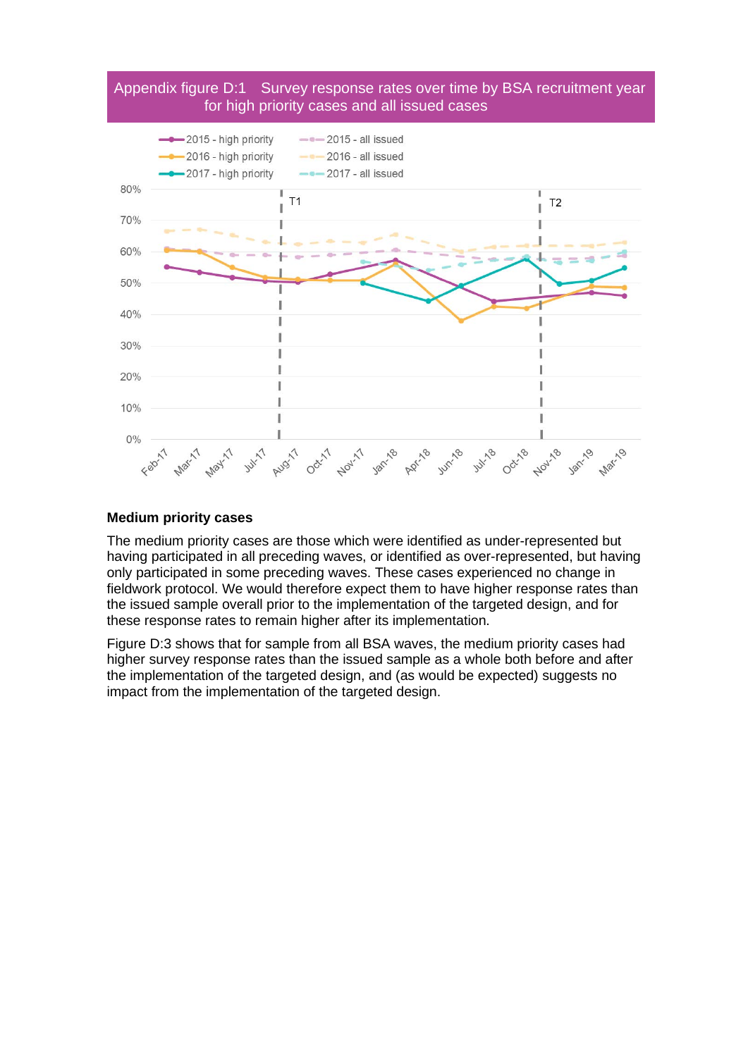Appendix figure D:1 Survey response rates over time by BSA recruitment year for high priority cases and all issued cases

#### Medium priority cases

The medium priority cases are those which were identified as under-represented but having participated in all preceding waves, or identified as over-represented, but having only participated in some preceding waves. These cases experienced no change in fieldwork protocol. We would therefore expect them to have higher response rates than the issued sample overall prior to the implementation of the targeted design, and for these response rates to remain higher after its implementation.

Figure D:3 shows that for sample from all BSA waves, the medium priority cases had higher survey response rates than the issued sample as a whole both before and after the implementation of the targeted design, and (as would be expected) suggests no impact from the implementation of the targeted design.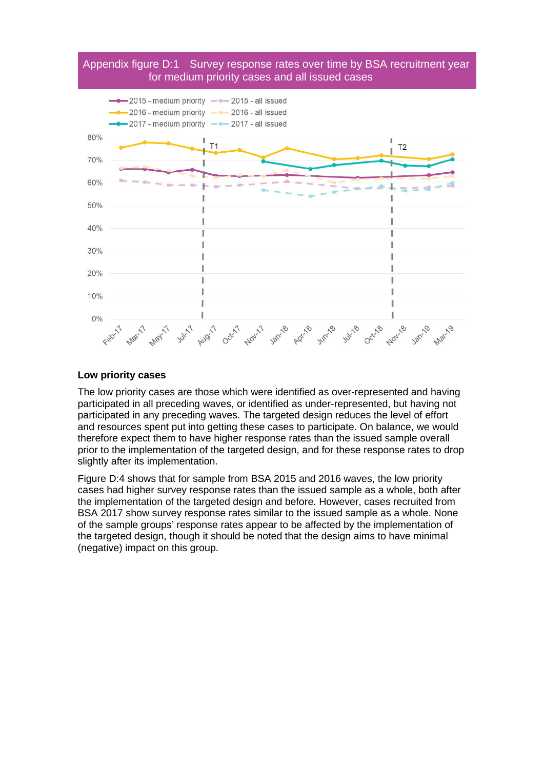Appendix figure D:1 Survey response rates over time by BSA recruitment year for medium priority cases and all issued cases

### Low priority cases

The low priority cases are those which were identified as over-represented and having participated in all preceding waves, or identified as under-represented, but having not participated in any preceding waves. The targeted design reduces the level of effort and resources spent put into getting these cases to participate. On balance, we would therefore expect them to have higher response rates than the issued sample overall prior to the implementation of the targeted design, and for these response rates to drop slightly after its implementation.

Figure D:4 shows that for sample from BSA 2015 and 2016 waves, the low priority cases had higher survey response rates than the issued sample as a whole, both after the implementation of the targeted design and before. However, cases recruited from BSA 2017 show survey response rates similar to the issued sample as a whole. None of the sample groups' response rates appear to be affected by the implementation of the targeted design, though it should be noted that the design aims to have minimal (negative) impact on this group.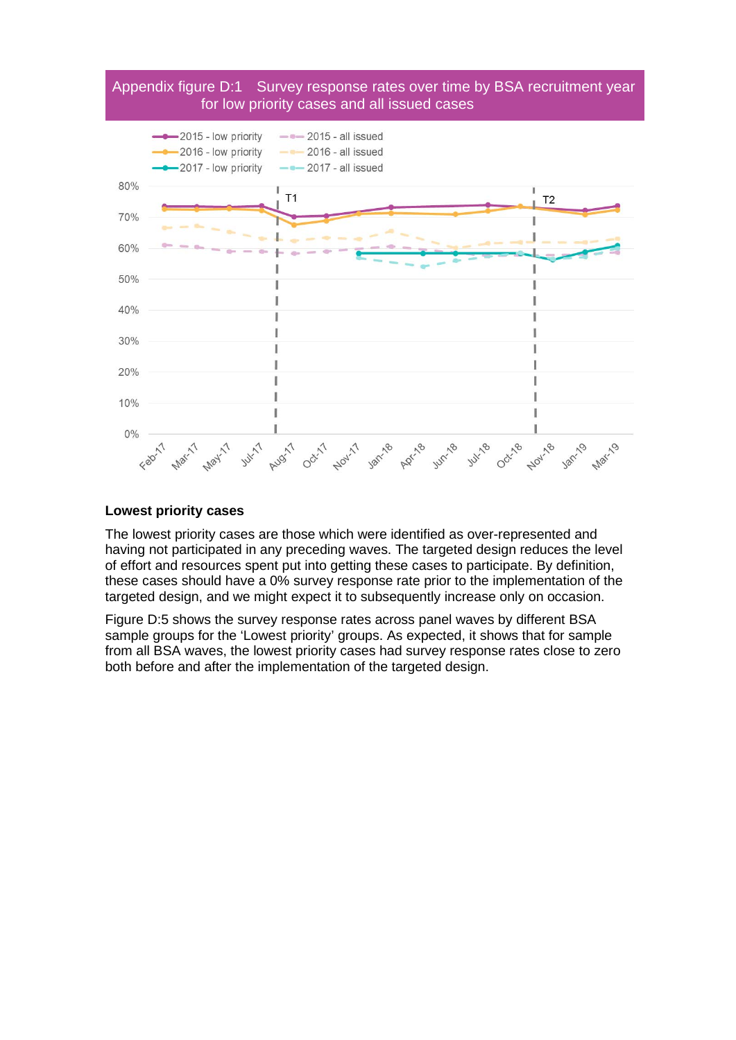Appendix figure D:1 Survey response rates over time by BSA recruitment year for low priority cases and all issued cases

### Lowest priority cases

The lowest priority cases are those which were identified as over-represented and having not participated in any preceding waves. The targeted design reduces the level of effort and resources spent put into getting these cases to participate. By definition, these cases should have a 0% survey response rate prior to the implementation of the targeted design, and we might expect it to subsequently increase only on occasion.

Figure D:5 shows the survey response rates across panel waves by different BSA sample groups for the ‘Lowest priority’ groups. As expected, it shows that for sample from all BSA waves, the lowest priority cases had survey response rates close to zero both before and after the implementation of the targeted design.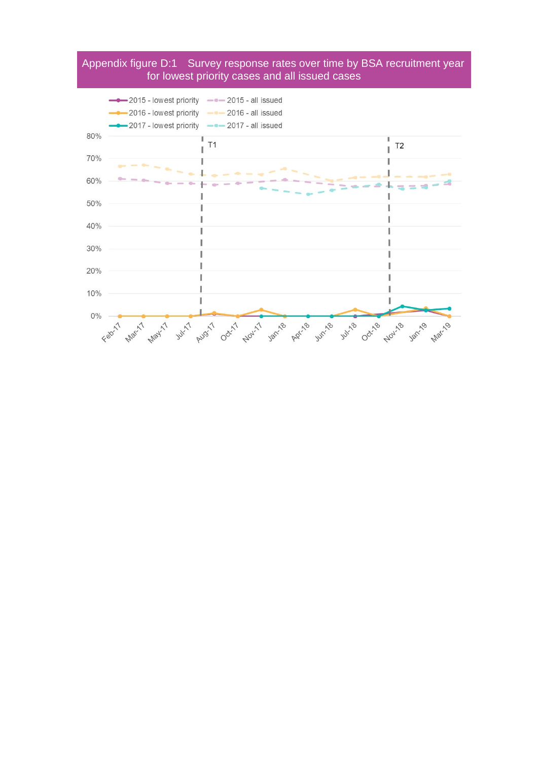Appendix figure D:1 Survey response rates over time by BSA recruitment year for lowest priority cases and all issued cases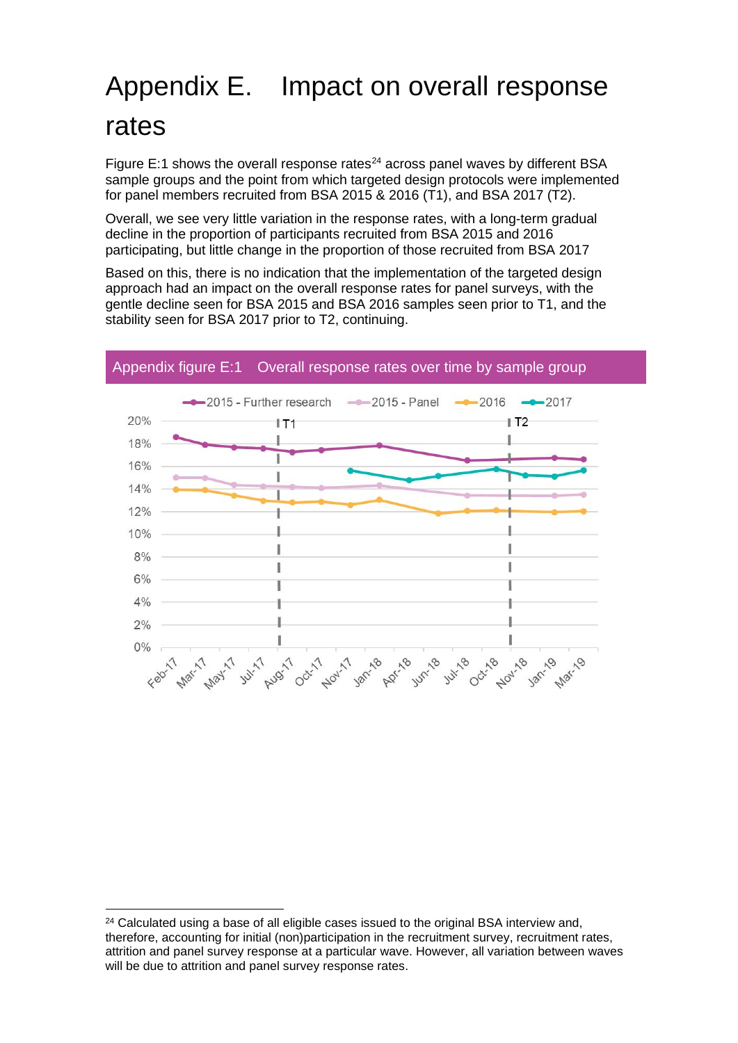# Appendix E. Impact on overall response rates

Figure E:1 shows the overall response rates[24] across panel waves by different BSA sample groups and the point from which targeted design protocols were implemented for panel members recruited from BSA 2015 & 2016 (T1), and BSA 2017 (T2).

Overall, we see very little variation in the response rates, with a long-term gradual decline in the proportion of participants recruited from BSA 2015 and 2016 participating, but little change in the proportion of those recruited from BSA 2017

Based on this, there is no indication that the implementation of the targeted design approach had an impact on the overall response rates for panel surveys, with the gentle decline seen for BSA 2015 and BSA 2016 samples seen prior to T1, and the stability seen for BSA 2017 prior to T2, continuing.

Appendix figure E:1 Overall response rates over time by sample group

[24] Calculated using a base of all eligible cases issued to the original BSA interview and, therefore, accounting for initial (non)participation in the recruitment survey, recruitment rates, attrition and panel survey response at a particular wave. However, all variation between waves will be due to attrition and panel survey response rates.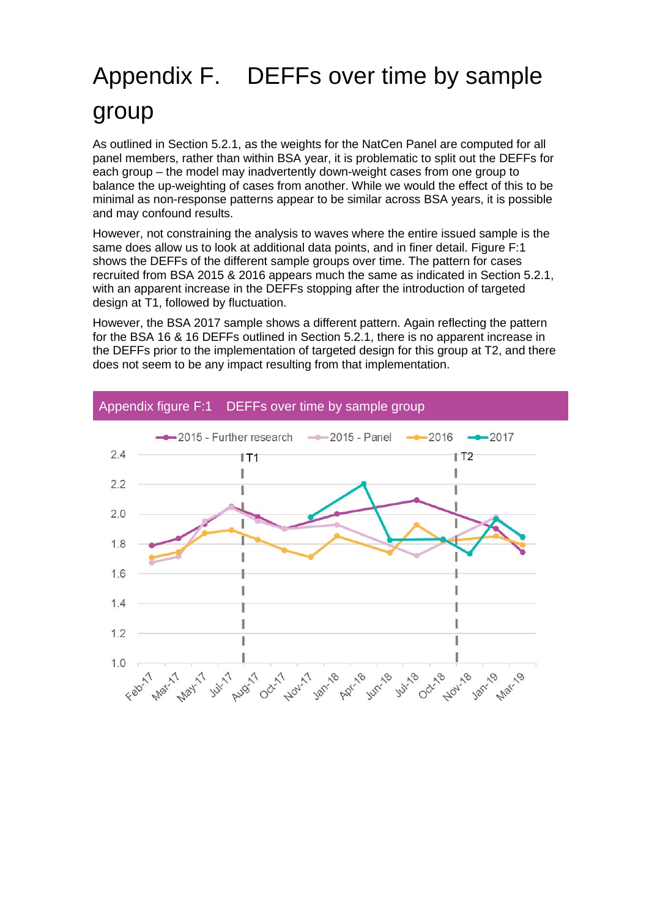# Appendix F. DEFFs over time by sample group

As outlined in Section 5.2.1, as the weights for the NatCen Panel are computed for all panel members, rather than within BSA year, it is problematic to split out the DEFFs for each group – the model may inadvertently down-weight cases from one group to balance the up-weighting of cases from another. While we would the effect of this to be minimal as non-response patterns appear to be similar across BSA years, it is possible and may confound results.

However, not constraining the analysis to waves where the entire issued sample is the same does allow us to look at additional data points, and in finer detail. Figure F:1 shows the DEFFs of the different sample groups over time. The pattern for cases recruited from BSA 2015 & 2016 appears much the same as indicated in Section 5.2.1, with an apparent increase in the DEFFs stopping after the introduction of targeted design at T1, followed by fluctuation.

However, the BSA 2017 sample shows a different pattern. Again reflecting the pattern for the BSA 16 & 16 DEFFs outlined in Section 5.2.1, there is no apparent increase in the DEFFs prior to the implementation of targeted design for this group at T2, and there does not seem to be any impact resulting from that implementation.

Appendix figure F:1 DEFFs over time by sample group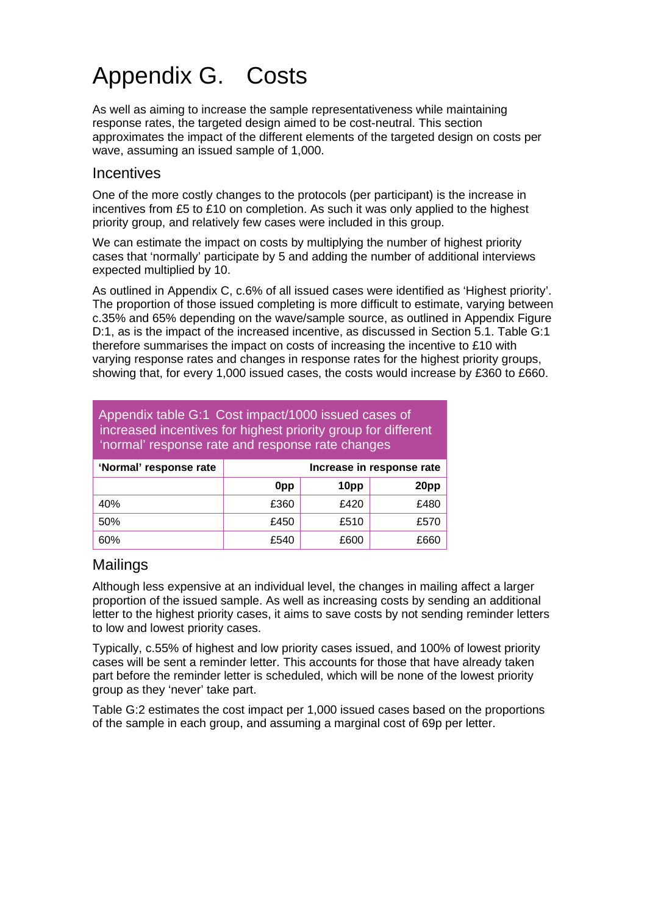# Appendix G. Costs

As well as aiming to increase the sample representativeness while maintaining response rates, the targeted design aimed to be cost-neutral. This section approximates the impact of the different elements of the targeted design on costs per wave, assuming an issued sample of 1,000.

## Incentives

One of the more costly changes to the protocols (per participant) is the increase in incentives from £5 to £10 on completion. As such it was only applied to the highest priority group, and relatively few cases were included in this group.

We can estimate the impact on costs by multiplying the number of highest priority cases that 'normally' participate by 5 and adding the number of additional interviews expected multiplied by 10.

As outlined in Appendix C, c.6% of all issued cases were identified as 'Highest priority'. The proportion of those issued completing is more difficult to estimate, varying between c.35% and 65% depending on the wave/sample source, as outlined in Appendix Figure D:1, as is the impact of the increased incentive, as discussed in Section 5.1. Table G:1 therefore summarises the impact on costs of increasing the incentive to £10 with varying response rates and changes in response rates for the highest priority groups, showing that, for every 1,000 issued cases, the costs would increase by £360 to £660.

Appendix table G:1 Cost impact/1000 issued cases of increased incentives for highest priority group for different 'normal' response rate and response rate changes

| 'Normal' response rate | Increase in response rate | | |
|---|---|---|---|
| | **0pp** | **10pp** | **20pp** |
| 40% | £360 | £420 | £480 |
| 50% | £450 | £510 | £570 |
| 60% | £540 | £600 | £660 |

## Mailings

Although less expensive at an individual level, the changes in mailing affect a larger proportion of the issued sample. As well as increasing costs by sending an additional letter to the highest priority cases, it aims to save costs by not sending reminder letters to low and lowest priority cases.

Typically, c.55% of highest and low priority cases issued, and 100% of lowest priority cases will be sent a reminder letter. This accounts for those that have already taken part before the reminder letter is scheduled, which will be none of the lowest priority group as they 'never' take part.

Table G:2 estimates the cost impact per 1,000 issued cases based on the proportions of the sample in each group, and assuming a marginal cost of 69p per letter.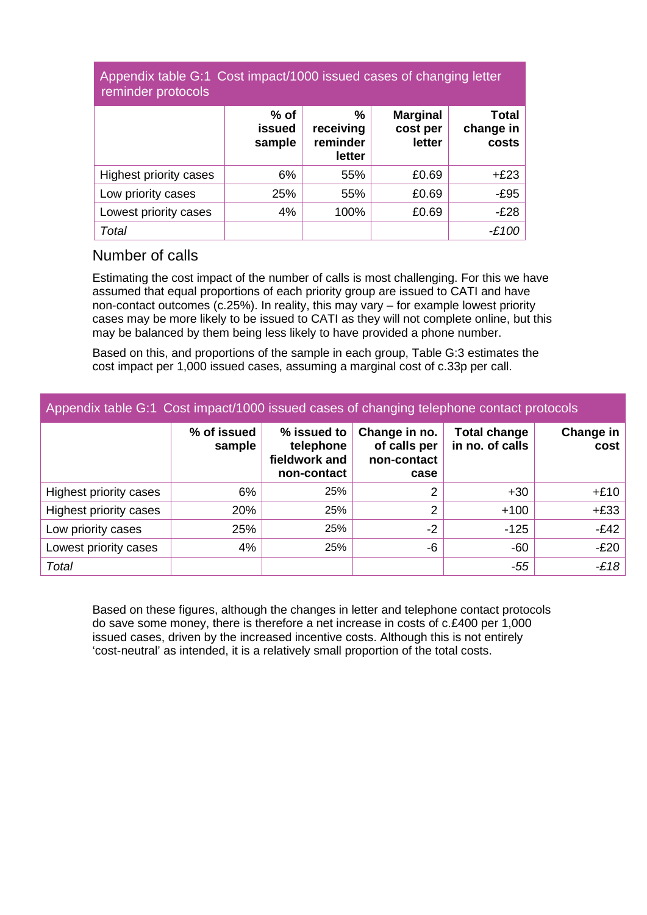Appendix table G:1 Cost impact/1000 issued cases of changing letter reminder protocols

| | % of issued sample | % receiving reminder letter | Marginal cost per letter | Total change in costs |
|---|---|---|---|---|
| Highest priority cases | 6% | 55% | £0.69 | +£23 |
| Low priority cases | 25% | 55% | £0.69 | -£95 |
| Lowest priority cases | 4% | 100% | £0.69 | -£28 |
| *Total* | | | | *-£100* |

## Number of calls

Estimating the cost impact of the number of calls is most challenging. For this we have assumed that equal proportions of each priority group are issued to CATI and have non-contact outcomes (c.25%). In reality, this may vary – for example lowest priority cases may be more likely to be issued to CATI as they will not complete online, but this may be balanced by them being less likely to have provided a phone number.

Based on this, and proportions of the sample in each group, Table G:3 estimates the cost impact per 1,000 issued cases, assuming a marginal cost of c.33p per call.

Appendix table G:1 Cost impact/1000 issued cases of changing telephone contact protocols

| | % of issued sample | % issued to telephone fieldwork and non-contact | Change in no. of calls per non-contact case | Total change in no. of calls | Change in cost |
|---|---|---|---|---|---|
| Highest priority cases | 6% | 25% | 2 | +30 | +£10 |
| Highest priority cases | 20% | 25% | 2 | +100 | +£33 |
| Low priority cases | 25% | 25% | -2 | -125 | -£42 |
| Lowest priority cases | 4% | 25% | -6 | -60 | -£20 |
| *Total* | | | | *-55* | *-£18* |

Based on these figures, although the changes in letter and telephone contact protocols do save some money, there is therefore a net increase in costs of c.£400 per 1,000 issued cases, driven by the increased incentive costs. Although this is not entirely 'cost-neutral' as intended, it is a relatively small proportion of the total costs.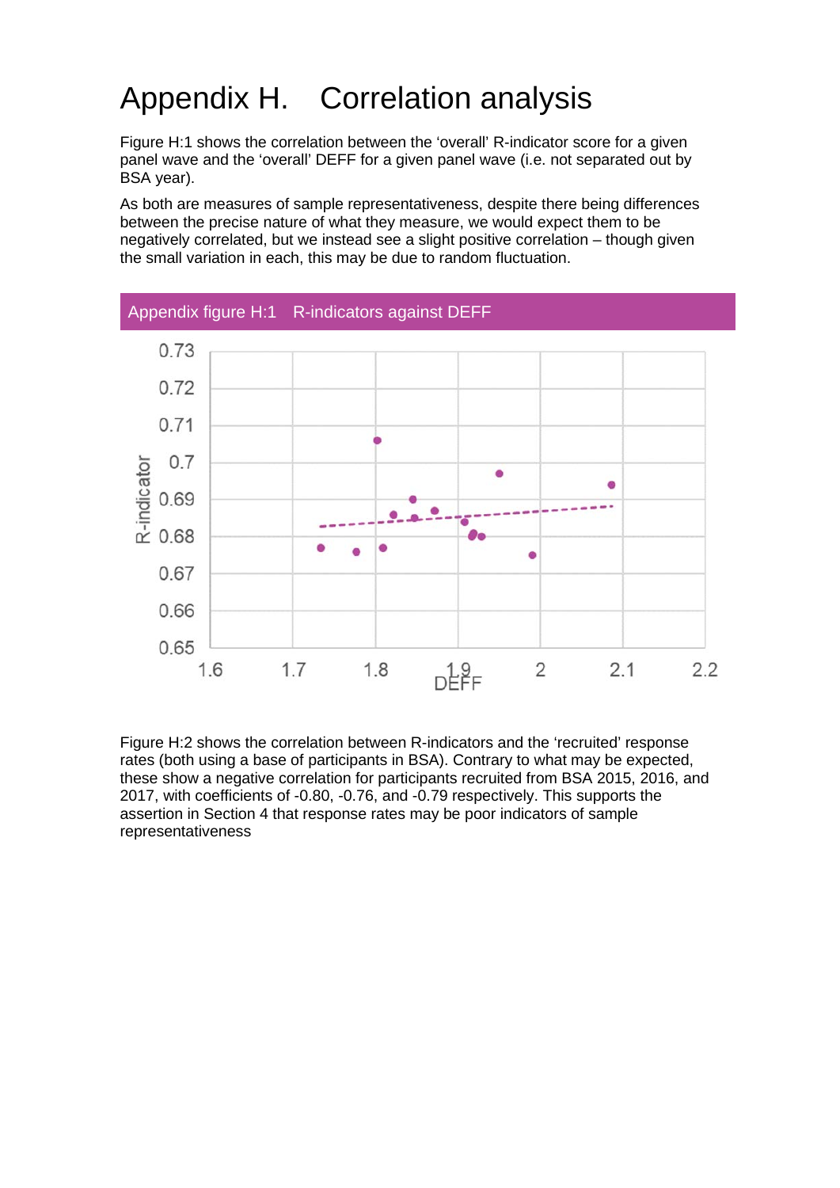# Appendix H. Correlation analysis

Figure H:1 shows the correlation between the 'overall' R-indicator score for a given panel wave and the 'overall' DEFF for a given panel wave (i.e. not separated out by BSA year).

As both are measures of sample representativeness, despite there being differences between the precise nature of what they measure, we would expect them to be negatively correlated, but we instead see a slight positive correlation – though given the small variation in each, this may be due to random fluctuation.

Appendix figure H:1 R-indicators against DEFF

Figure H:2 shows the correlation between R-indicators and the 'recruited' response rates (both using a base of participants in BSA). Contrary to what may be expected, these show a negative correlation for participants recruited from BSA 2015, 2016, and 2017, with coefficients of -0.80, -0.76, and -0.79 respectively. This supports the assertion in Section 4 that response rates may be poor indicators of sample representativeness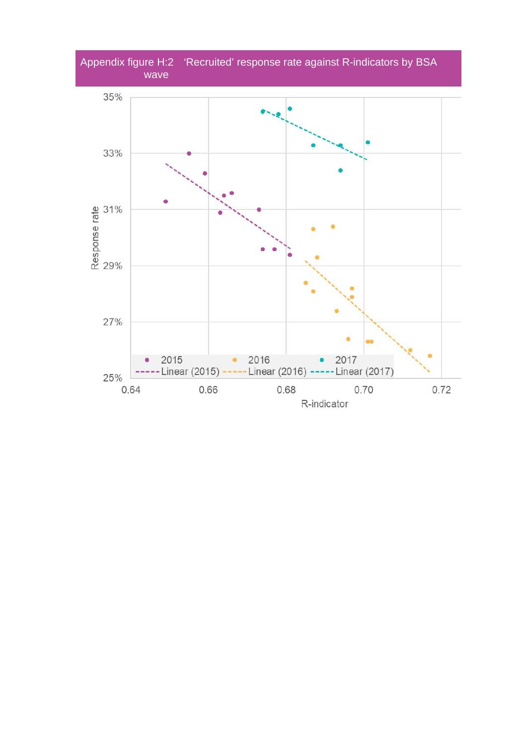Appendix figure H:2 'Recruited' response rate against R-indicators by BSA wave

Response rate

35%
33%
31%
29%
27%
25%

0.64
0.66
0.68
0.70
0.72

R-indicator

2015
2016
2017
Linear (2015)
Linear (2016)
Linear (2017)